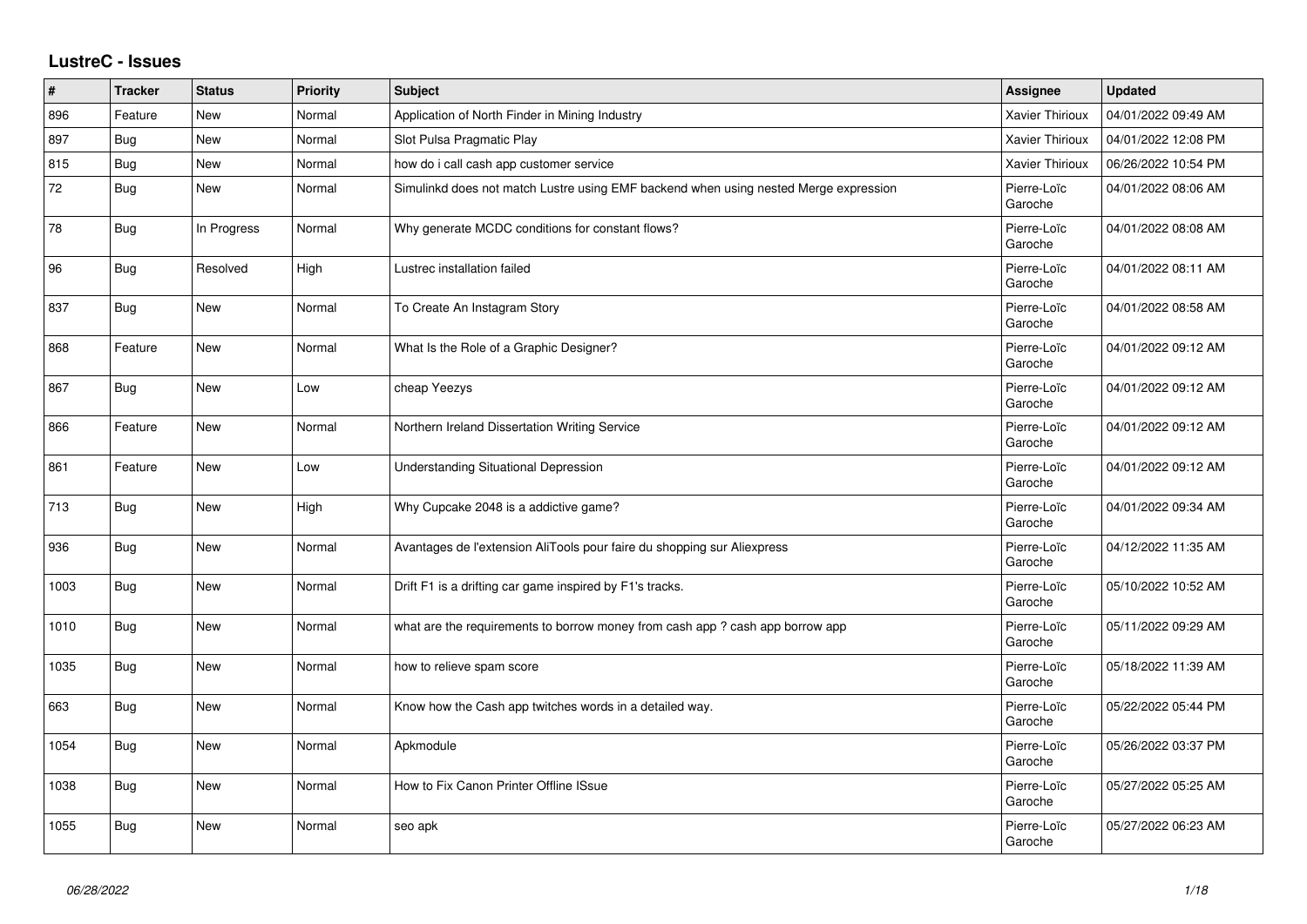## LustreC - Issues

| # | Tracker | Status | Priority | Subject | Assignee | Updated |
|---|---|---|---|---|---|---|
| 896 | Feature | New | Normal | Application of North Finder in Mining Industry | Xavier Thirioux | 04/01/2022 09:49 AM |
| 897 | Bug | New | Normal | Slot Pulsa Pragmatic Play | Xavier Thirioux | 04/01/2022 12:08 PM |
| 815 | Bug | New | Normal | how do i call cash app customer service | Xavier Thirioux | 06/26/2022 10:54 PM |
| 72 | Bug | New | Normal | Simulinkd does not match Lustre using EMF backend when using nested Merge expression | Pierre-Loïc Garoche | 04/01/2022 08:06 AM |
| 78 | Bug | In Progress | Normal | Why generate MCDC conditions for constant flows? | Pierre-Loïc Garoche | 04/01/2022 08:08 AM |
| 96 | Bug | Resolved | High | Lustrec installation failed | Pierre-Loïc Garoche | 04/01/2022 08:11 AM |
| 837 | Bug | New | Normal | To Create An Instagram Story | Pierre-Loïc Garoche | 04/01/2022 08:58 AM |
| 868 | Feature | New | Normal | What Is the Role of a Graphic Designer? | Pierre-Loïc Garoche | 04/01/2022 09:12 AM |
| 867 | Bug | New | Low | cheap Yeezys | Pierre-Loïc Garoche | 04/01/2022 09:12 AM |
| 866 | Feature | New | Normal | Northern Ireland Dissertation Writing Service | Pierre-Loïc Garoche | 04/01/2022 09:12 AM |
| 861 | Feature | New | Low | Understanding Situational Depression | Pierre-Loïc Garoche | 04/01/2022 09:12 AM |
| 713 | Bug | New | High | Why Cupcake 2048 is a addictive game? | Pierre-Loïc Garoche | 04/01/2022 09:34 AM |
| 936 | Bug | New | Normal | Avantages de l'extension AliTools pour faire du shopping sur Aliexpress | Pierre-Loïc Garoche | 04/12/2022 11:35 AM |
| 1003 | Bug | New | Normal | Drift F1 is a drifting car game inspired by F1's tracks. | Pierre-Loïc Garoche | 05/10/2022 10:52 AM |
| 1010 | Bug | New | Normal | what are the requirements to borrow money from cash app ? cash app borrow app | Pierre-Loïc Garoche | 05/11/2022 09:29 AM |
| 1035 | Bug | New | Normal | how to relieve spam score | Pierre-Loïc Garoche | 05/18/2022 11:39 AM |
| 663 | Bug | New | Normal | Know how the Cash app twitches words in a detailed way. | Pierre-Loïc Garoche | 05/22/2022 05:44 PM |
| 1054 | Bug | New | Normal | Apkmodule | Pierre-Loïc Garoche | 05/26/2022 03:37 PM |
| 1038 | Bug | New | Normal | How to Fix Canon Printer Offline ISsue | Pierre-Loïc Garoche | 05/27/2022 05:25 AM |
| 1055 | Bug | New | Normal | seo apk | Pierre-Loïc Garoche | 05/27/2022 06:23 AM |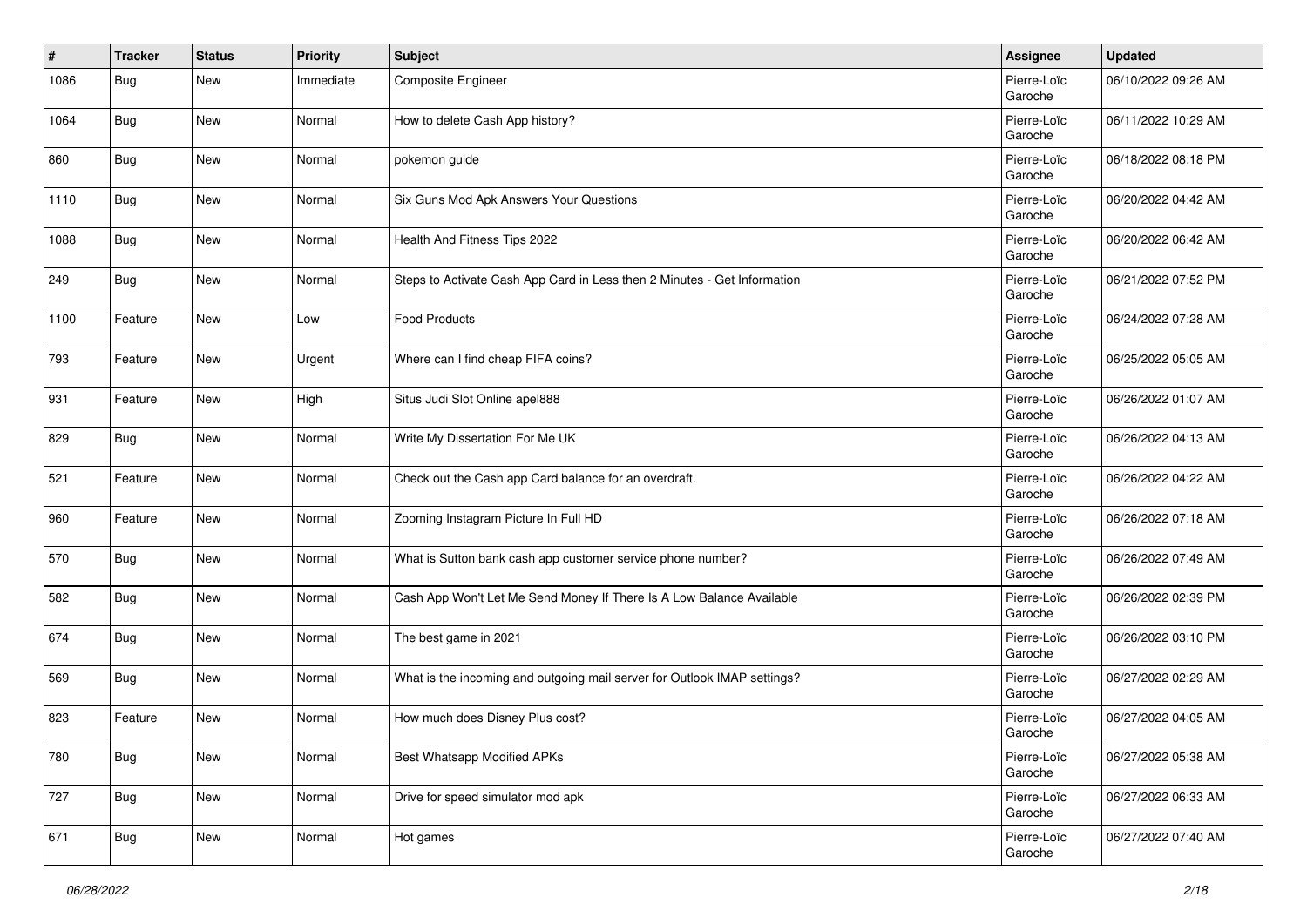| # | Tracker | Status | Priority | Subject | Assignee | Updated |
|---|---|---|---|---|---|---|
| 1086 | Bug | New | Immediate | Composite Engineer | Pierre-Loïc Garoche | 06/10/2022 09:26 AM |
| 1064 | Bug | New | Normal | How to delete Cash App history? | Pierre-Loïc Garoche | 06/11/2022 10:29 AM |
| 860 | Bug | New | Normal | pokemon guide | Pierre-Loïc Garoche | 06/18/2022 08:18 PM |
| 1110 | Bug | New | Normal | Six Guns Mod Apk Answers Your Questions | Pierre-Loïc Garoche | 06/20/2022 04:42 AM |
| 1088 | Bug | New | Normal | Health And Fitness Tips 2022 | Pierre-Loïc Garoche | 06/20/2022 06:42 AM |
| 249 | Bug | New | Normal | Steps to Activate Cash App Card in Less then 2 Minutes - Get Information | Pierre-Loïc Garoche | 06/21/2022 07:52 PM |
| 1100 | Feature | New | Low | Food Products | Pierre-Loïc Garoche | 06/24/2022 07:28 AM |
| 793 | Feature | New | Urgent | Where can I find cheap FIFA coins? | Pierre-Loïc Garoche | 06/25/2022 05:05 AM |
| 931 | Feature | New | High | Situs Judi Slot Online apel888 | Pierre-Loïc Garoche | 06/26/2022 01:07 AM |
| 829 | Bug | New | Normal | Write My Dissertation For Me UK | Pierre-Loïc Garoche | 06/26/2022 04:13 AM |
| 521 | Feature | New | Normal | Check out the Cash app Card balance for an overdraft. | Pierre-Loïc Garoche | 06/26/2022 04:22 AM |
| 960 | Feature | New | Normal | Zooming Instagram Picture In Full HD | Pierre-Loïc Garoche | 06/26/2022 07:18 AM |
| 570 | Bug | New | Normal | What is Sutton bank cash app customer service phone number? | Pierre-Loïc Garoche | 06/26/2022 07:49 AM |
| 582 | Bug | New | Normal | Cash App Won't Let Me Send Money If There Is A Low Balance Available | Pierre-Loïc Garoche | 06/26/2022 02:39 PM |
| 674 | Bug | New | Normal | The best game in 2021 | Pierre-Loïc Garoche | 06/26/2022 03:10 PM |
| 569 | Bug | New | Normal | What is the incoming and outgoing mail server for Outlook IMAP settings? | Pierre-Loïc Garoche | 06/27/2022 02:29 AM |
| 823 | Feature | New | Normal | How much does Disney Plus cost? | Pierre-Loïc Garoche | 06/27/2022 04:05 AM |
| 780 | Bug | New | Normal | Best Whatsapp Modified APKs | Pierre-Loïc Garoche | 06/27/2022 05:38 AM |
| 727 | Bug | New | Normal | Drive for speed simulator mod apk | Pierre-Loïc Garoche | 06/27/2022 06:33 AM |
| 671 | Bug | New | Normal | Hot games | Pierre-Loïc Garoche | 06/27/2022 07:40 AM |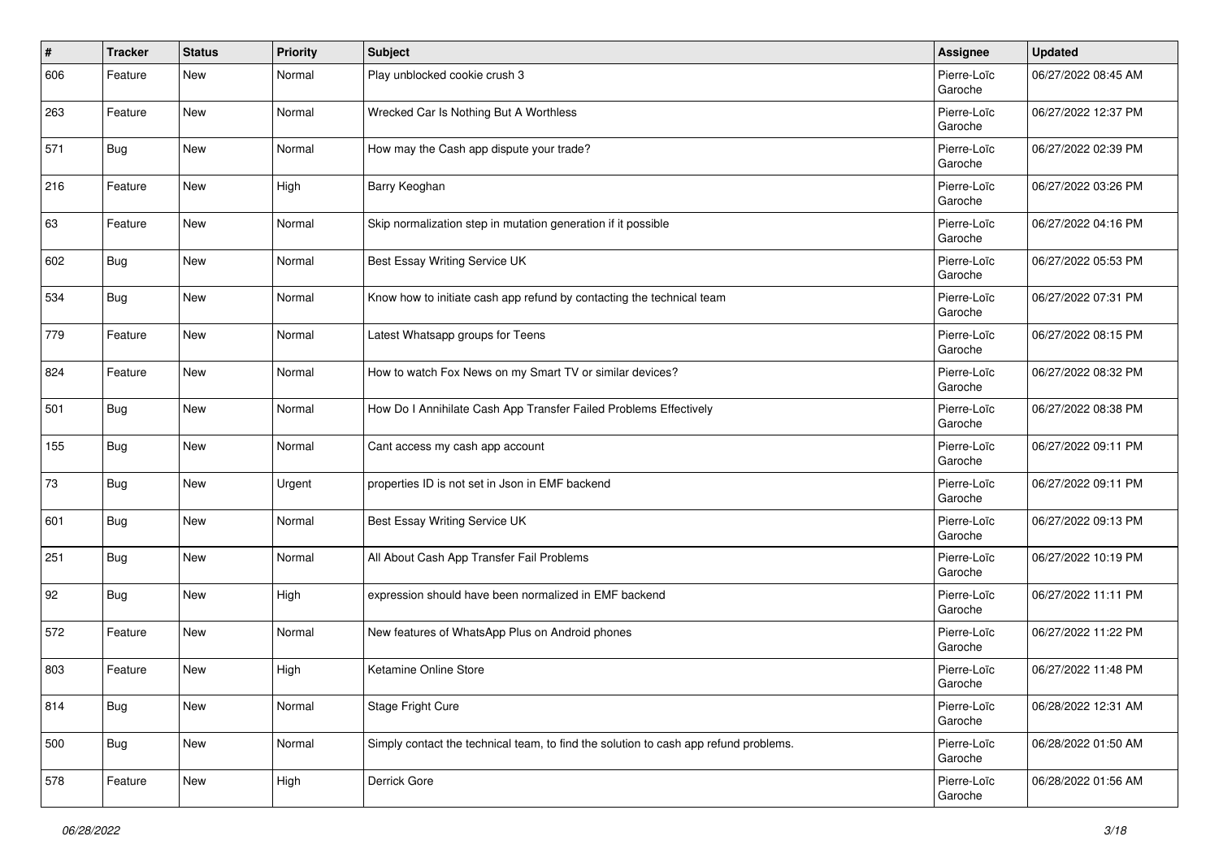| # | Tracker | Status | Priority | Subject | Assignee | Updated |
|---|---|---|---|---|---|---|
| 606 | Feature | New | Normal | Play unblocked cookie crush 3 | Pierre-Loïc Garoche | 06/27/2022 08:45 AM |
| 263 | Feature | New | Normal | Wrecked Car Is Nothing But A Worthless | Pierre-Loïc Garoche | 06/27/2022 12:37 PM |
| 571 | Bug | New | Normal | How may the Cash app dispute your trade? | Pierre-Loïc Garoche | 06/27/2022 02:39 PM |
| 216 | Feature | New | High | Barry Keoghan | Pierre-Loïc Garoche | 06/27/2022 03:26 PM |
| 63 | Feature | New | Normal | Skip normalization step in mutation generation if it possible | Pierre-Loïc Garoche | 06/27/2022 04:16 PM |
| 602 | Bug | New | Normal | Best Essay Writing Service UK | Pierre-Loïc Garoche | 06/27/2022 05:53 PM |
| 534 | Bug | New | Normal | Know how to initiate cash app refund by contacting the technical team | Pierre-Loïc Garoche | 06/27/2022 07:31 PM |
| 779 | Feature | New | Normal | Latest Whatsapp groups for Teens | Pierre-Loïc Garoche | 06/27/2022 08:15 PM |
| 824 | Feature | New | Normal | How to watch Fox News on my Smart TV or similar devices? | Pierre-Loïc Garoche | 06/27/2022 08:32 PM |
| 501 | Bug | New | Normal | How Do I Annihilate Cash App Transfer Failed Problems Effectively | Pierre-Loïc Garoche | 06/27/2022 08:38 PM |
| 155 | Bug | New | Normal | Cant access my cash app account | Pierre-Loïc Garoche | 06/27/2022 09:11 PM |
| 73 | Bug | New | Urgent | properties ID is not set in Json in EMF backend | Pierre-Loïc Garoche | 06/27/2022 09:11 PM |
| 601 | Bug | New | Normal | Best Essay Writing Service UK | Pierre-Loïc Garoche | 06/27/2022 09:13 PM |
| 251 | Bug | New | Normal | All About Cash App Transfer Fail Problems | Pierre-Loïc Garoche | 06/27/2022 10:19 PM |
| 92 | Bug | New | High | expression should have been normalized in EMF backend | Pierre-Loïc Garoche | 06/27/2022 11:11 PM |
| 572 | Feature | New | Normal | New features of WhatsApp Plus on Android phones | Pierre-Loïc Garoche | 06/27/2022 11:22 PM |
| 803 | Feature | New | High | Ketamine Online Store | Pierre-Loïc Garoche | 06/27/2022 11:48 PM |
| 814 | Bug | New | Normal | Stage Fright Cure | Pierre-Loïc Garoche | 06/28/2022 12:31 AM |
| 500 | Bug | New | Normal | Simply contact the technical team, to find the solution to cash app refund problems. | Pierre-Loïc Garoche | 06/28/2022 01:50 AM |
| 578 | Feature | New | High | Derrick Gore | Pierre-Loïc Garoche | 06/28/2022 01:56 AM |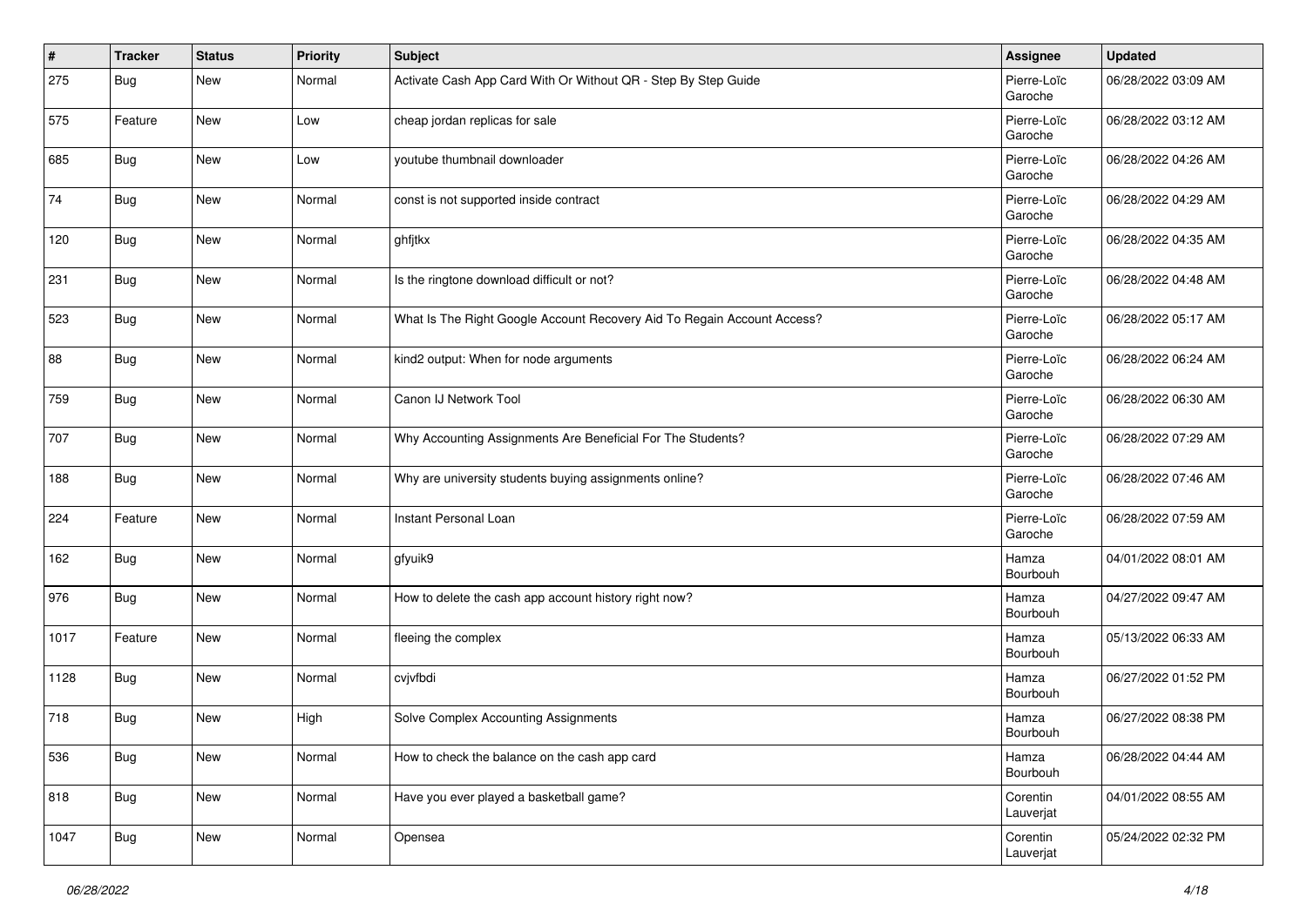| # | Tracker | Status | Priority | Subject | Assignee | Updated |
| --- | --- | --- | --- | --- | --- | --- |
| 275 | Bug | New | Normal | Activate Cash App Card With Or Without QR - Step By Step Guide | Pierre-Loïc Garoche | 06/28/2022 03:09 AM |
| 575 | Feature | New | Low | cheap jordan replicas for sale | Pierre-Loïc Garoche | 06/28/2022 03:12 AM |
| 685 | Bug | New | Low | youtube thumbnail downloader | Pierre-Loïc Garoche | 06/28/2022 04:26 AM |
| 74 | Bug | New | Normal | const is not supported inside contract | Pierre-Loïc Garoche | 06/28/2022 04:29 AM |
| 120 | Bug | New | Normal | ghfjtkx | Pierre-Loïc Garoche | 06/28/2022 04:35 AM |
| 231 | Bug | New | Normal | Is the ringtone download difficult or not? | Pierre-Loïc Garoche | 06/28/2022 04:48 AM |
| 523 | Bug | New | Normal | What Is The Right Google Account Recovery Aid To Regain Account Access? | Pierre-Loïc Garoche | 06/28/2022 05:17 AM |
| 88 | Bug | New | Normal | kind2 output: When for node arguments | Pierre-Loïc Garoche | 06/28/2022 06:24 AM |
| 759 | Bug | New | Normal | Canon IJ Network Tool | Pierre-Loïc Garoche | 06/28/2022 06:30 AM |
| 707 | Bug | New | Normal | Why Accounting Assignments Are Beneficial For The Students? | Pierre-Loïc Garoche | 06/28/2022 07:29 AM |
| 188 | Bug | New | Normal | Why are university students buying assignments online? | Pierre-Loïc Garoche | 06/28/2022 07:46 AM |
| 224 | Feature | New | Normal | Instant Personal Loan | Pierre-Loïc Garoche | 06/28/2022 07:59 AM |
| 162 | Bug | New | Normal | gfyuik9 | Hamza Bourbouh | 04/01/2022 08:01 AM |
| 976 | Bug | New | Normal | How to delete the cash app account history right now? | Hamza Bourbouh | 04/27/2022 09:47 AM |
| 1017 | Feature | New | Normal | fleeing the complex | Hamza Bourbouh | 05/13/2022 06:33 AM |
| 1128 | Bug | New | Normal | cvjvfbdi | Hamza Bourbouh | 06/27/2022 01:52 PM |
| 718 | Bug | New | High | Solve Complex Accounting Assignments | Hamza Bourbouh | 06/27/2022 08:38 PM |
| 536 | Bug | New | Normal | How to check the balance on the cash app card | Hamza Bourbouh | 06/28/2022 04:44 AM |
| 818 | Bug | New | Normal | Have you ever played a basketball game? | Corentin Lauverjat | 04/01/2022 08:55 AM |
| 1047 | Bug | New | Normal | Opensea | Corentin Lauverjat | 05/24/2022 02:32 PM |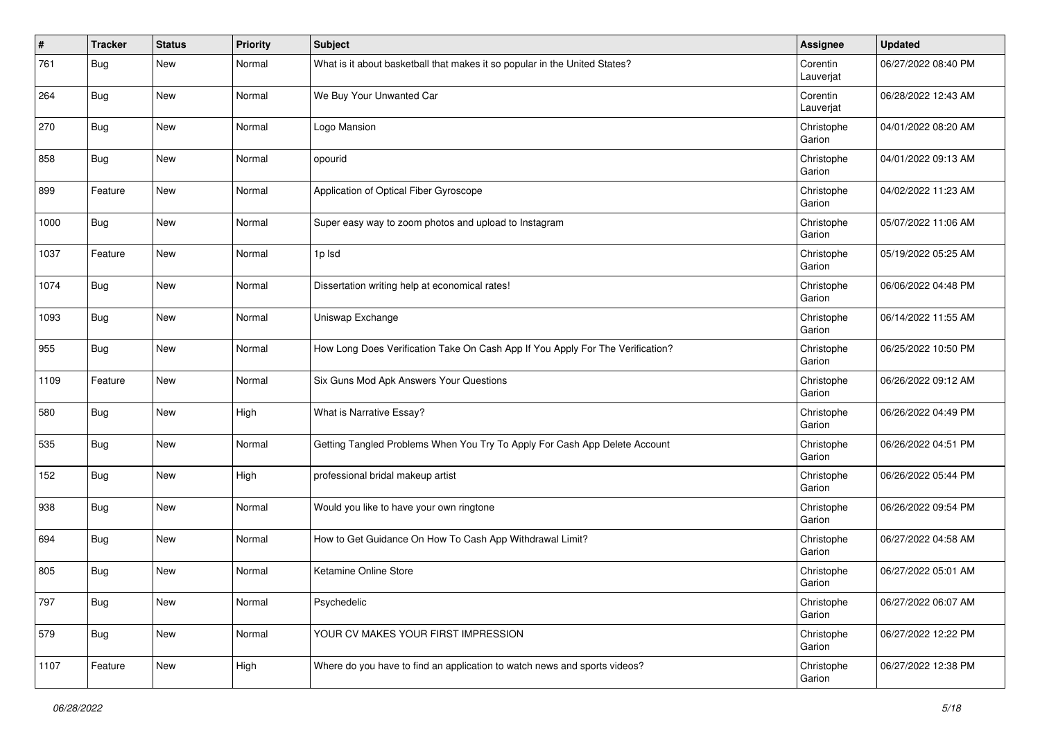| # | Tracker | Status | Priority | Subject | Assignee | Updated |
|---|---|---|---|---|---|---|
| 761 | Bug | New | Normal | What is it about basketball that makes it so popular in the United States? | Corentin Lauverjat | 06/27/2022 08:40 PM |
| 264 | Bug | New | Normal | We Buy Your Unwanted Car | Corentin Lauverjat | 06/28/2022 12:43 AM |
| 270 | Bug | New | Normal | Logo Mansion | Christophe Garion | 04/01/2022 08:20 AM |
| 858 | Bug | New | Normal | opourid | Christophe Garion | 04/01/2022 09:13 AM |
| 899 | Feature | New | Normal | Application of Optical Fiber Gyroscope | Christophe Garion | 04/02/2022 11:23 AM |
| 1000 | Bug | New | Normal | Super easy way to zoom photos and upload to Instagram | Christophe Garion | 05/07/2022 11:06 AM |
| 1037 | Feature | New | Normal | 1p lsd | Christophe Garion | 05/19/2022 05:25 AM |
| 1074 | Bug | New | Normal | Dissertation writing help at economical rates! | Christophe Garion | 06/06/2022 04:48 PM |
| 1093 | Bug | New | Normal | Uniswap Exchange | Christophe Garion | 06/14/2022 11:55 AM |
| 955 | Bug | New | Normal | How Long Does Verification Take On Cash App If You Apply For The Verification? | Christophe Garion | 06/25/2022 10:50 PM |
| 1109 | Feature | New | Normal | Six Guns Mod Apk Answers Your Questions | Christophe Garion | 06/26/2022 09:12 AM |
| 580 | Bug | New | High | What is Narrative Essay? | Christophe Garion | 06/26/2022 04:49 PM |
| 535 | Bug | New | Normal | Getting Tangled Problems When You Try To Apply For Cash App Delete Account | Christophe Garion | 06/26/2022 04:51 PM |
| 152 | Bug | New | High | professional bridal makeup artist | Christophe Garion | 06/26/2022 05:44 PM |
| 938 | Bug | New | Normal | Would you like to have your own ringtone | Christophe Garion | 06/26/2022 09:54 PM |
| 694 | Bug | New | Normal | How to Get Guidance On How To Cash App Withdrawal Limit? | Christophe Garion | 06/27/2022 04:58 AM |
| 805 | Bug | New | Normal | Ketamine Online Store | Christophe Garion | 06/27/2022 05:01 AM |
| 797 | Bug | New | Normal | Psychedelic | Christophe Garion | 06/27/2022 06:07 AM |
| 579 | Bug | New | Normal | YOUR CV MAKES YOUR FIRST IMPRESSION | Christophe Garion | 06/27/2022 12:22 PM |
| 1107 | Feature | New | High | Where do you have to find an application to watch news and sports videos? | Christophe Garion | 06/27/2022 12:38 PM |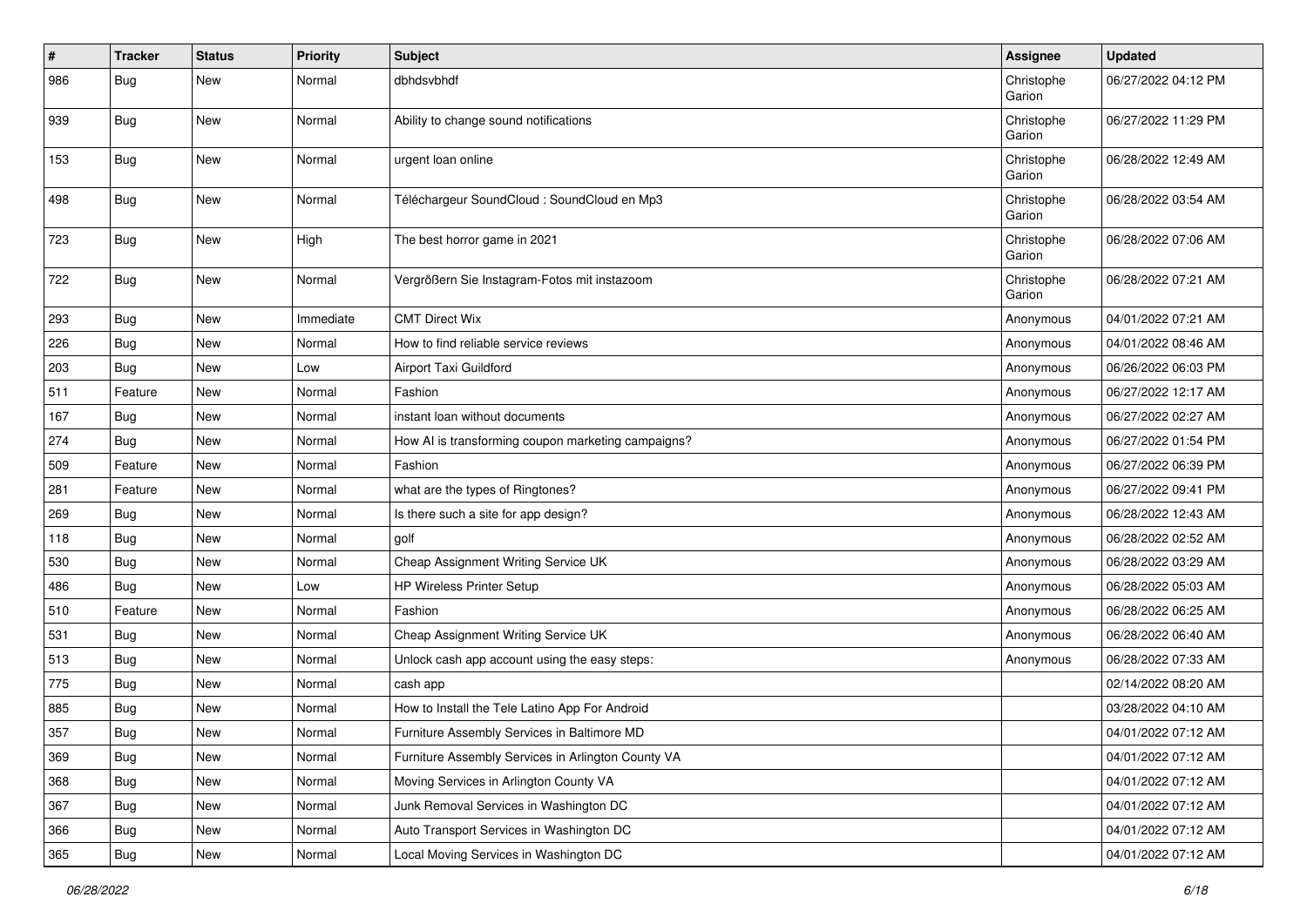| # | Tracker | Status | Priority | Subject | Assignee | Updated |
|---|---|---|---|---|---|---|
| 986 | Bug | New | Normal | dbhdsvbhdf | Christophe Garion | 06/27/2022 04:12 PM |
| 939 | Bug | New | Normal | Ability to change sound notifications | Christophe Garion | 06/27/2022 11:29 PM |
| 153 | Bug | New | Normal | urgent loan online | Christophe Garion | 06/28/2022 12:49 AM |
| 498 | Bug | New | Normal | Téléchargeur SoundCloud : SoundCloud en Mp3 | Christophe Garion | 06/28/2022 03:54 AM |
| 723 | Bug | New | High | The best horror game in 2021 | Christophe Garion | 06/28/2022 07:06 AM |
| 722 | Bug | New | Normal | Vergrößern Sie Instagram-Fotos mit instazoom | Christophe Garion | 06/28/2022 07:21 AM |
| 293 | Bug | New | Immediate | CMT Direct Wix | Anonymous | 04/01/2022 07:21 AM |
| 226 | Bug | New | Normal | How to find reliable service reviews | Anonymous | 04/01/2022 08:46 AM |
| 203 | Bug | New | Low | Airport Taxi Guildford | Anonymous | 06/26/2022 06:03 PM |
| 511 | Feature | New | Normal | Fashion | Anonymous | 06/27/2022 12:17 AM |
| 167 | Bug | New | Normal | instant loan without documents | Anonymous | 06/27/2022 02:27 AM |
| 274 | Bug | New | Normal | How AI is transforming coupon marketing campaigns? | Anonymous | 06/27/2022 01:54 PM |
| 509 | Feature | New | Normal | Fashion | Anonymous | 06/27/2022 06:39 PM |
| 281 | Feature | New | Normal | what are the types of Ringtones? | Anonymous | 06/27/2022 09:41 PM |
| 269 | Bug | New | Normal | Is there such a site for app design? | Anonymous | 06/28/2022 12:43 AM |
| 118 | Bug | New | Normal | golf | Anonymous | 06/28/2022 02:52 AM |
| 530 | Bug | New | Normal | Cheap Assignment Writing Service UK | Anonymous | 06/28/2022 03:29 AM |
| 486 | Bug | New | Low | HP Wireless Printer Setup | Anonymous | 06/28/2022 05:03 AM |
| 510 | Feature | New | Normal | Fashion | Anonymous | 06/28/2022 06:25 AM |
| 531 | Bug | New | Normal | Cheap Assignment Writing Service UK | Anonymous | 06/28/2022 06:40 AM |
| 513 | Bug | New | Normal | Unlock cash app account using the easy steps: | Anonymous | 06/28/2022 07:33 AM |
| 775 | Bug | New | Normal | cash app | | 02/14/2022 08:20 AM |
| 885 | Bug | New | Normal | How to Install the Tele Latino App For Android | | 03/28/2022 04:10 AM |
| 357 | Bug | New | Normal | Furniture Assembly Services in Baltimore MD | | 04/01/2022 07:12 AM |
| 369 | Bug | New | Normal | Furniture Assembly Services in Arlington County VA | | 04/01/2022 07:12 AM |
| 368 | Bug | New | Normal | Moving Services in Arlington County VA | | 04/01/2022 07:12 AM |
| 367 | Bug | New | Normal | Junk Removal Services in Washington DC | | 04/01/2022 07:12 AM |
| 366 | Bug | New | Normal | Auto Transport Services in Washington DC | | 04/01/2022 07:12 AM |
| 365 | Bug | New | Normal | Local Moving Services in Washington DC | | 04/01/2022 07:12 AM |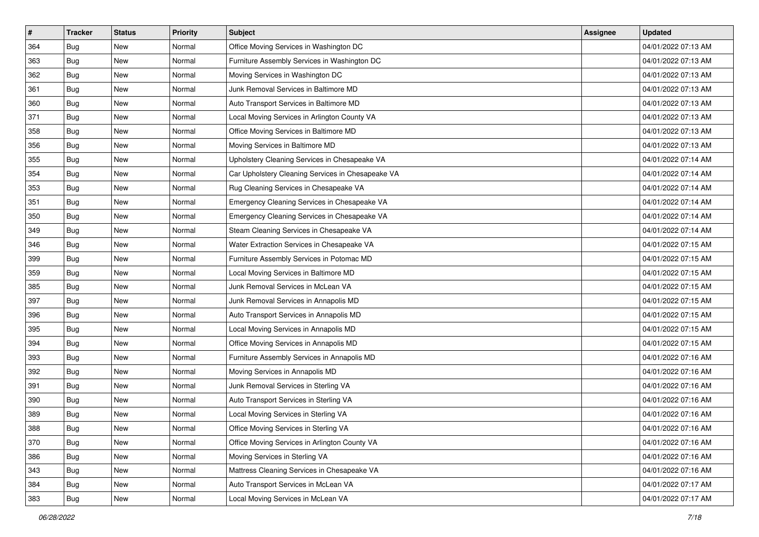| # | Tracker | Status | Priority | Subject | Assignee | Updated |
|---|---|---|---|---|---|---|
| 364 | Bug | New | Normal | Office Moving Services in Washington DC | | 04/01/2022 07:13 AM |
| 363 | Bug | New | Normal | Furniture Assembly Services in Washington DC | | 04/01/2022 07:13 AM |
| 362 | Bug | New | Normal | Moving Services in Washington DC | | 04/01/2022 07:13 AM |
| 361 | Bug | New | Normal | Junk Removal Services in Baltimore MD | | 04/01/2022 07:13 AM |
| 360 | Bug | New | Normal | Auto Transport Services in Baltimore MD | | 04/01/2022 07:13 AM |
| 371 | Bug | New | Normal | Local Moving Services in Arlington County VA | | 04/01/2022 07:13 AM |
| 358 | Bug | New | Normal | Office Moving Services in Baltimore MD | | 04/01/2022 07:13 AM |
| 356 | Bug | New | Normal | Moving Services in Baltimore MD | | 04/01/2022 07:13 AM |
| 355 | Bug | New | Normal | Upholstery Cleaning Services in Chesapeake VA | | 04/01/2022 07:14 AM |
| 354 | Bug | New | Normal | Car Upholstery Cleaning Services in Chesapeake VA | | 04/01/2022 07:14 AM |
| 353 | Bug | New | Normal | Rug Cleaning Services in Chesapeake VA | | 04/01/2022 07:14 AM |
| 351 | Bug | New | Normal | Emergency Cleaning Services in Chesapeake VA | | 04/01/2022 07:14 AM |
| 350 | Bug | New | Normal | Emergency Cleaning Services in Chesapeake VA | | 04/01/2022 07:14 AM |
| 349 | Bug | New | Normal | Steam Cleaning Services in Chesapeake VA | | 04/01/2022 07:14 AM |
| 346 | Bug | New | Normal | Water Extraction Services in Chesapeake VA | | 04/01/2022 07:15 AM |
| 399 | Bug | New | Normal | Furniture Assembly Services in Potomac MD | | 04/01/2022 07:15 AM |
| 359 | Bug | New | Normal | Local Moving Services in Baltimore MD | | 04/01/2022 07:15 AM |
| 385 | Bug | New | Normal | Junk Removal Services in McLean VA | | 04/01/2022 07:15 AM |
| 397 | Bug | New | Normal | Junk Removal Services in Annapolis MD | | 04/01/2022 07:15 AM |
| 396 | Bug | New | Normal | Auto Transport Services in Annapolis MD | | 04/01/2022 07:15 AM |
| 395 | Bug | New | Normal | Local Moving Services in Annapolis MD | | 04/01/2022 07:15 AM |
| 394 | Bug | New | Normal | Office Moving Services in Annapolis MD | | 04/01/2022 07:15 AM |
| 393 | Bug | New | Normal | Furniture Assembly Services in Annapolis MD | | 04/01/2022 07:16 AM |
| 392 | Bug | New | Normal | Moving Services in Annapolis MD | | 04/01/2022 07:16 AM |
| 391 | Bug | New | Normal | Junk Removal Services in Sterling VA | | 04/01/2022 07:16 AM |
| 390 | Bug | New | Normal | Auto Transport Services in Sterling VA | | 04/01/2022 07:16 AM |
| 389 | Bug | New | Normal | Local Moving Services in Sterling VA | | 04/01/2022 07:16 AM |
| 388 | Bug | New | Normal | Office Moving Services in Sterling VA | | 04/01/2022 07:16 AM |
| 370 | Bug | New | Normal | Office Moving Services in Arlington County VA | | 04/01/2022 07:16 AM |
| 386 | Bug | New | Normal | Moving Services in Sterling VA | | 04/01/2022 07:16 AM |
| 343 | Bug | New | Normal | Mattress Cleaning Services in Chesapeake VA | | 04/01/2022 07:16 AM |
| 384 | Bug | New | Normal | Auto Transport Services in McLean VA | | 04/01/2022 07:17 AM |
| 383 | Bug | New | Normal | Local Moving Services in McLean VA | | 04/01/2022 07:17 AM |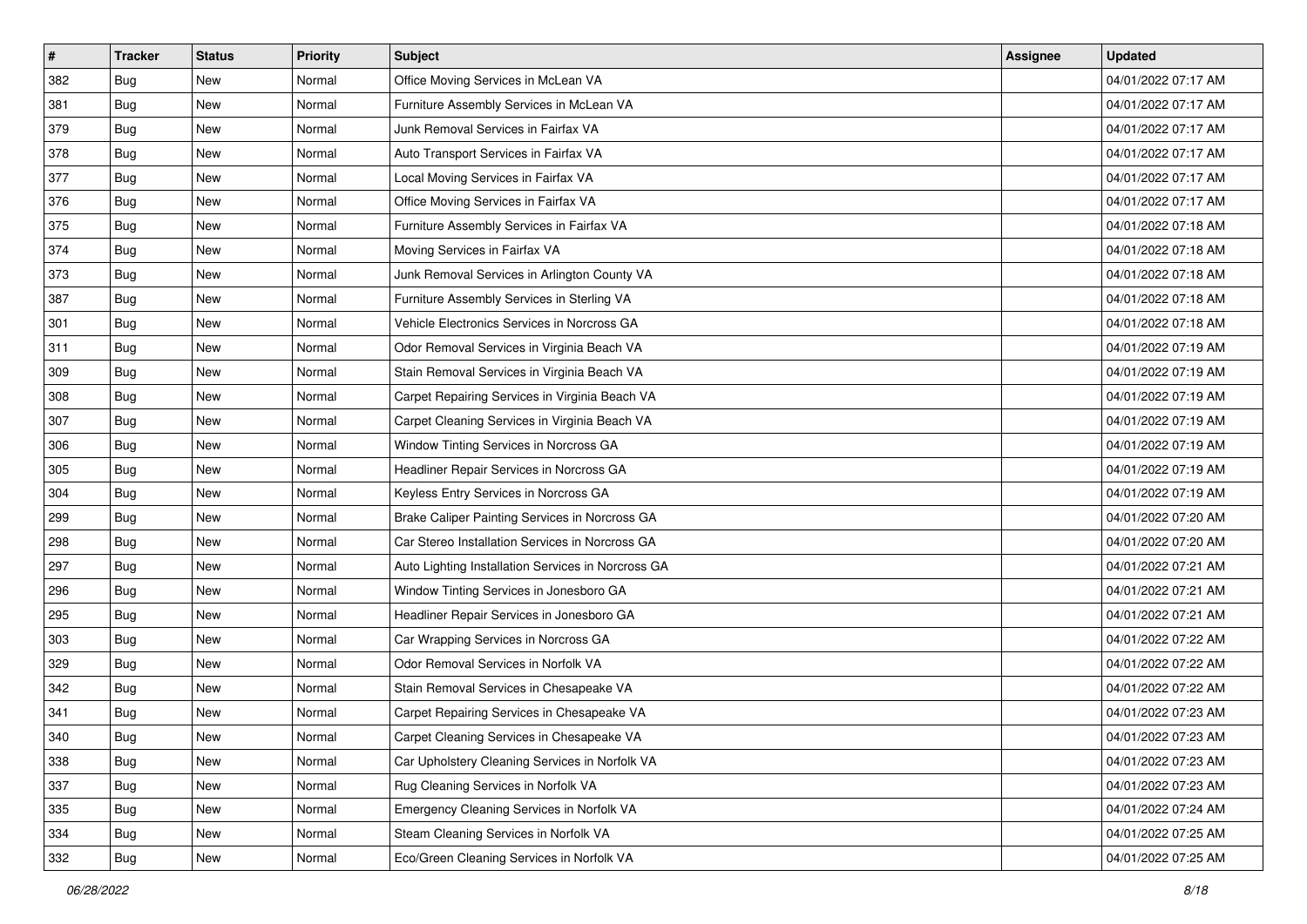| # | Tracker | Status | Priority | Subject | Assignee | Updated |
|---|---|---|---|---|---|---|
| 382 | Bug | New | Normal | Office Moving Services in McLean VA | | 04/01/2022 07:17 AM |
| 381 | Bug | New | Normal | Furniture Assembly Services in McLean VA | | 04/01/2022 07:17 AM |
| 379 | Bug | New | Normal | Junk Removal Services in Fairfax VA | | 04/01/2022 07:17 AM |
| 378 | Bug | New | Normal | Auto Transport Services in Fairfax VA | | 04/01/2022 07:17 AM |
| 377 | Bug | New | Normal | Local Moving Services in Fairfax VA | | 04/01/2022 07:17 AM |
| 376 | Bug | New | Normal | Office Moving Services in Fairfax VA | | 04/01/2022 07:17 AM |
| 375 | Bug | New | Normal | Furniture Assembly Services in Fairfax VA | | 04/01/2022 07:18 AM |
| 374 | Bug | New | Normal | Moving Services in Fairfax VA | | 04/01/2022 07:18 AM |
| 373 | Bug | New | Normal | Junk Removal Services in Arlington County VA | | 04/01/2022 07:18 AM |
| 387 | Bug | New | Normal | Furniture Assembly Services in Sterling VA | | 04/01/2022 07:18 AM |
| 301 | Bug | New | Normal | Vehicle Electronics Services in Norcross GA | | 04/01/2022 07:18 AM |
| 311 | Bug | New | Normal | Odor Removal Services in Virginia Beach VA | | 04/01/2022 07:19 AM |
| 309 | Bug | New | Normal | Stain Removal Services in Virginia Beach VA | | 04/01/2022 07:19 AM |
| 308 | Bug | New | Normal | Carpet Repairing Services in Virginia Beach VA | | 04/01/2022 07:19 AM |
| 307 | Bug | New | Normal | Carpet Cleaning Services in Virginia Beach VA | | 04/01/2022 07:19 AM |
| 306 | Bug | New | Normal | Window Tinting Services in Norcross GA | | 04/01/2022 07:19 AM |
| 305 | Bug | New | Normal | Headliner Repair Services in Norcross GA | | 04/01/2022 07:19 AM |
| 304 | Bug | New | Normal | Keyless Entry Services in Norcross GA | | 04/01/2022 07:19 AM |
| 299 | Bug | New | Normal | Brake Caliper Painting Services in Norcross GA | | 04/01/2022 07:20 AM |
| 298 | Bug | New | Normal | Car Stereo Installation Services in Norcross GA | | 04/01/2022 07:20 AM |
| 297 | Bug | New | Normal | Auto Lighting Installation Services in Norcross GA | | 04/01/2022 07:21 AM |
| 296 | Bug | New | Normal | Window Tinting Services in Jonesboro GA | | 04/01/2022 07:21 AM |
| 295 | Bug | New | Normal | Headliner Repair Services in Jonesboro GA | | 04/01/2022 07:21 AM |
| 303 | Bug | New | Normal | Car Wrapping Services in Norcross GA | | 04/01/2022 07:22 AM |
| 329 | Bug | New | Normal | Odor Removal Services in Norfolk VA | | 04/01/2022 07:22 AM |
| 342 | Bug | New | Normal | Stain Removal Services in Chesapeake VA | | 04/01/2022 07:22 AM |
| 341 | Bug | New | Normal | Carpet Repairing Services in Chesapeake VA | | 04/01/2022 07:23 AM |
| 340 | Bug | New | Normal | Carpet Cleaning Services in Chesapeake VA | | 04/01/2022 07:23 AM |
| 338 | Bug | New | Normal | Car Upholstery Cleaning Services in Norfolk VA | | 04/01/2022 07:23 AM |
| 337 | Bug | New | Normal | Rug Cleaning Services in Norfolk VA | | 04/01/2022 07:23 AM |
| 335 | Bug | New | Normal | Emergency Cleaning Services in Norfolk VA | | 04/01/2022 07:24 AM |
| 334 | Bug | New | Normal | Steam Cleaning Services in Norfolk VA | | 04/01/2022 07:25 AM |
| 332 | Bug | New | Normal | Eco/Green Cleaning Services in Norfolk VA | | 04/01/2022 07:25 AM |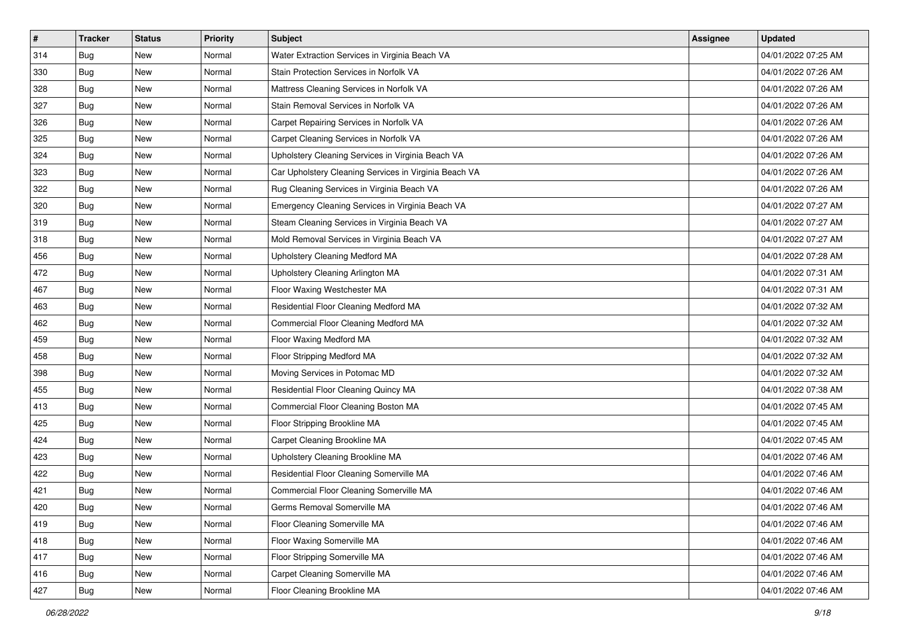| # | Tracker | Status | Priority | Subject | Assignee | Updated |
|---|---|---|---|---|---|---|
| 314 | Bug | New | Normal | Water Extraction Services in Virginia Beach VA | | 04/01/2022 07:25 AM |
| 330 | Bug | New | Normal | Stain Protection Services in Norfolk VA | | 04/01/2022 07:26 AM |
| 328 | Bug | New | Normal | Mattress Cleaning Services in Norfolk VA | | 04/01/2022 07:26 AM |
| 327 | Bug | New | Normal | Stain Removal Services in Norfolk VA | | 04/01/2022 07:26 AM |
| 326 | Bug | New | Normal | Carpet Repairing Services in Norfolk VA | | 04/01/2022 07:26 AM |
| 325 | Bug | New | Normal | Carpet Cleaning Services in Norfolk VA | | 04/01/2022 07:26 AM |
| 324 | Bug | New | Normal | Upholstery Cleaning Services in Virginia Beach VA | | 04/01/2022 07:26 AM |
| 323 | Bug | New | Normal | Car Upholstery Cleaning Services in Virginia Beach VA | | 04/01/2022 07:26 AM |
| 322 | Bug | New | Normal | Rug Cleaning Services in Virginia Beach VA | | 04/01/2022 07:26 AM |
| 320 | Bug | New | Normal | Emergency Cleaning Services in Virginia Beach VA | | 04/01/2022 07:27 AM |
| 319 | Bug | New | Normal | Steam Cleaning Services in Virginia Beach VA | | 04/01/2022 07:27 AM |
| 318 | Bug | New | Normal | Mold Removal Services in Virginia Beach VA | | 04/01/2022 07:27 AM |
| 456 | Bug | New | Normal | Upholstery Cleaning Medford MA | | 04/01/2022 07:28 AM |
| 472 | Bug | New | Normal | Upholstery Cleaning Arlington MA | | 04/01/2022 07:31 AM |
| 467 | Bug | New | Normal | Floor Waxing Westchester MA | | 04/01/2022 07:31 AM |
| 463 | Bug | New | Normal | Residential Floor Cleaning Medford MA | | 04/01/2022 07:32 AM |
| 462 | Bug | New | Normal | Commercial Floor Cleaning Medford MA | | 04/01/2022 07:32 AM |
| 459 | Bug | New | Normal | Floor Waxing Medford MA | | 04/01/2022 07:32 AM |
| 458 | Bug | New | Normal | Floor Stripping Medford MA | | 04/01/2022 07:32 AM |
| 398 | Bug | New | Normal | Moving Services in Potomac MD | | 04/01/2022 07:32 AM |
| 455 | Bug | New | Normal | Residential Floor Cleaning Quincy MA | | 04/01/2022 07:38 AM |
| 413 | Bug | New | Normal | Commercial Floor Cleaning Boston MA | | 04/01/2022 07:45 AM |
| 425 | Bug | New | Normal | Floor Stripping Brookline MA | | 04/01/2022 07:45 AM |
| 424 | Bug | New | Normal | Carpet Cleaning Brookline MA | | 04/01/2022 07:45 AM |
| 423 | Bug | New | Normal | Upholstery Cleaning Brookline MA | | 04/01/2022 07:46 AM |
| 422 | Bug | New | Normal | Residential Floor Cleaning Somerville MA | | 04/01/2022 07:46 AM |
| 421 | Bug | New | Normal | Commercial Floor Cleaning Somerville MA | | 04/01/2022 07:46 AM |
| 420 | Bug | New | Normal | Germs Removal Somerville MA | | 04/01/2022 07:46 AM |
| 419 | Bug | New | Normal | Floor Cleaning Somerville MA | | 04/01/2022 07:46 AM |
| 418 | Bug | New | Normal | Floor Waxing Somerville MA | | 04/01/2022 07:46 AM |
| 417 | Bug | New | Normal | Floor Stripping Somerville MA | | 04/01/2022 07:46 AM |
| 416 | Bug | New | Normal | Carpet Cleaning Somerville MA | | 04/01/2022 07:46 AM |
| 427 | Bug | New | Normal | Floor Cleaning Brookline MA | | 04/01/2022 07:46 AM |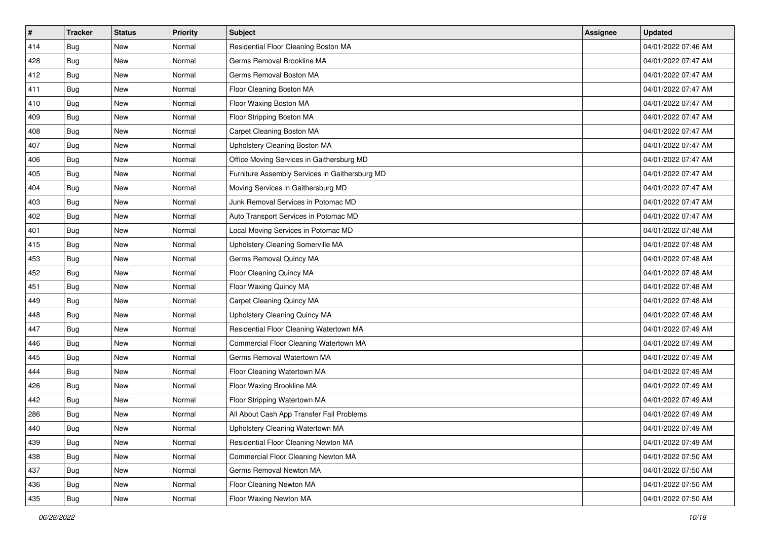| # | Tracker | Status | Priority | Subject | Assignee | Updated |
|---|---|---|---|---|---|---|
| 414 | Bug | New | Normal | Residential Floor Cleaning Boston MA | | 04/01/2022 07:46 AM |
| 428 | Bug | New | Normal | Germs Removal Brookline MA | | 04/01/2022 07:47 AM |
| 412 | Bug | New | Normal | Germs Removal Boston MA | | 04/01/2022 07:47 AM |
| 411 | Bug | New | Normal | Floor Cleaning Boston MA | | 04/01/2022 07:47 AM |
| 410 | Bug | New | Normal | Floor Waxing Boston MA | | 04/01/2022 07:47 AM |
| 409 | Bug | New | Normal | Floor Stripping Boston MA | | 04/01/2022 07:47 AM |
| 408 | Bug | New | Normal | Carpet Cleaning Boston MA | | 04/01/2022 07:47 AM |
| 407 | Bug | New | Normal | Upholstery Cleaning Boston MA | | 04/01/2022 07:47 AM |
| 406 | Bug | New | Normal | Office Moving Services in Gaithersburg MD | | 04/01/2022 07:47 AM |
| 405 | Bug | New | Normal | Furniture Assembly Services in Gaithersburg MD | | 04/01/2022 07:47 AM |
| 404 | Bug | New | Normal | Moving Services in Gaithersburg MD | | 04/01/2022 07:47 AM |
| 403 | Bug | New | Normal | Junk Removal Services in Potomac MD | | 04/01/2022 07:47 AM |
| 402 | Bug | New | Normal | Auto Transport Services in Potomac MD | | 04/01/2022 07:47 AM |
| 401 | Bug | New | Normal | Local Moving Services in Potomac MD | | 04/01/2022 07:48 AM |
| 415 | Bug | New | Normal | Upholstery Cleaning Somerville MA | | 04/01/2022 07:48 AM |
| 453 | Bug | New | Normal | Germs Removal Quincy MA | | 04/01/2022 07:48 AM |
| 452 | Bug | New | Normal | Floor Cleaning Quincy MA | | 04/01/2022 07:48 AM |
| 451 | Bug | New | Normal | Floor Waxing Quincy MA | | 04/01/2022 07:48 AM |
| 449 | Bug | New | Normal | Carpet Cleaning Quincy MA | | 04/01/2022 07:48 AM |
| 448 | Bug | New | Normal | Upholstery Cleaning Quincy MA | | 04/01/2022 07:48 AM |
| 447 | Bug | New | Normal | Residential Floor Cleaning Watertown MA | | 04/01/2022 07:49 AM |
| 446 | Bug | New | Normal | Commercial Floor Cleaning Watertown MA | | 04/01/2022 07:49 AM |
| 445 | Bug | New | Normal | Germs Removal Watertown MA | | 04/01/2022 07:49 AM |
| 444 | Bug | New | Normal | Floor Cleaning Watertown MA | | 04/01/2022 07:49 AM |
| 426 | Bug | New | Normal | Floor Waxing Brookline MA | | 04/01/2022 07:49 AM |
| 442 | Bug | New | Normal | Floor Stripping Watertown MA | | 04/01/2022 07:49 AM |
| 286 | Bug | New | Normal | All About Cash App Transfer Fail Problems | | 04/01/2022 07:49 AM |
| 440 | Bug | New | Normal | Upholstery Cleaning Watertown MA | | 04/01/2022 07:49 AM |
| 439 | Bug | New | Normal | Residential Floor Cleaning Newton MA | | 04/01/2022 07:49 AM |
| 438 | Bug | New | Normal | Commercial Floor Cleaning Newton MA | | 04/01/2022 07:50 AM |
| 437 | Bug | New | Normal | Germs Removal Newton MA | | 04/01/2022 07:50 AM |
| 436 | Bug | New | Normal | Floor Cleaning Newton MA | | 04/01/2022 07:50 AM |
| 435 | Bug | New | Normal | Floor Waxing Newton MA | | 04/01/2022 07:50 AM |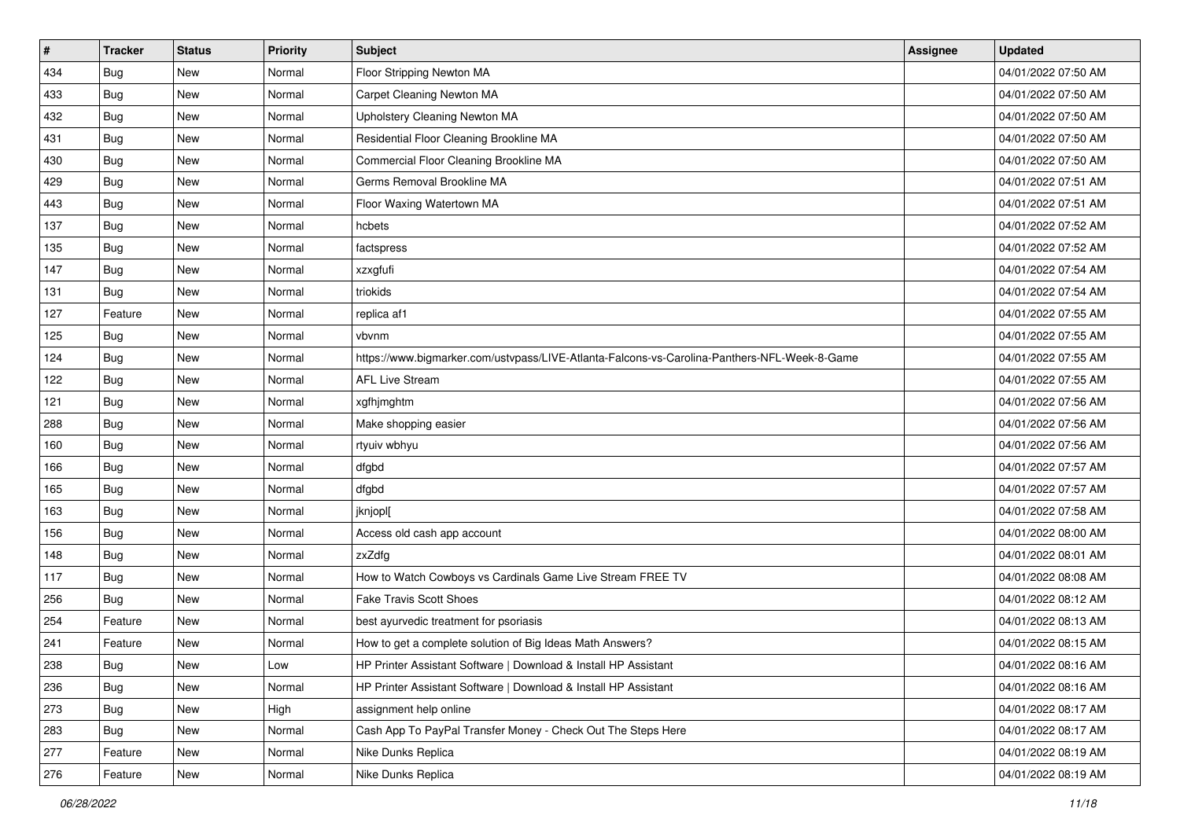| # | Tracker | Status | Priority | Subject | Assignee | Updated |
| --- | --- | --- | --- | --- | --- | --- |
| 434 | Bug | New | Normal | Floor Stripping Newton MA | | 04/01/2022 07:50 AM |
| 433 | Bug | New | Normal | Carpet Cleaning Newton MA | | 04/01/2022 07:50 AM |
| 432 | Bug | New | Normal | Upholstery Cleaning Newton MA | | 04/01/2022 07:50 AM |
| 431 | Bug | New | Normal | Residential Floor Cleaning Brookline MA | | 04/01/2022 07:50 AM |
| 430 | Bug | New | Normal | Commercial Floor Cleaning Brookline MA | | 04/01/2022 07:50 AM |
| 429 | Bug | New | Normal | Germs Removal Brookline MA | | 04/01/2022 07:51 AM |
| 443 | Bug | New | Normal | Floor Waxing Watertown MA | | 04/01/2022 07:51 AM |
| 137 | Bug | New | Normal | hcbets | | 04/01/2022 07:52 AM |
| 135 | Bug | New | Normal | factspress | | 04/01/2022 07:52 AM |
| 147 | Bug | New | Normal | xzxgfufi | | 04/01/2022 07:54 AM |
| 131 | Bug | New | Normal | triokids | | 04/01/2022 07:54 AM |
| 127 | Feature | New | Normal | replica af1 | | 04/01/2022 07:55 AM |
| 125 | Bug | New | Normal | vbvnm | | 04/01/2022 07:55 AM |
| 124 | Bug | New | Normal | https://www.bigmarker.com/ustvpass/LIVE-Atlanta-Falcons-vs-Carolina-Panthers-NFL-Week-8-Game | | 04/01/2022 07:55 AM |
| 122 | Bug | New | Normal | AFL Live Stream | | 04/01/2022 07:55 AM |
| 121 | Bug | New | Normal | xgfhjmghtm | | 04/01/2022 07:56 AM |
| 288 | Bug | New | Normal | Make shopping easier | | 04/01/2022 07:56 AM |
| 160 | Bug | New | Normal | rtyuiv wbhyu | | 04/01/2022 07:56 AM |
| 166 | Bug | New | Normal | dfgbd | | 04/01/2022 07:57 AM |
| 165 | Bug | New | Normal | dfgbd | | 04/01/2022 07:57 AM |
| 163 | Bug | New | Normal | jknjopl[ | | 04/01/2022 07:58 AM |
| 156 | Bug | New | Normal | Access old cash app account | | 04/01/2022 08:00 AM |
| 148 | Bug | New | Normal | zxZdfg | | 04/01/2022 08:01 AM |
| 117 | Bug | New | Normal | How to Watch Cowboys vs Cardinals Game Live Stream FREE TV | | 04/01/2022 08:08 AM |
| 256 | Bug | New | Normal | Fake Travis Scott Shoes | | 04/01/2022 08:12 AM |
| 254 | Feature | New | Normal | best ayurvedic treatment for psoriasis | | 04/01/2022 08:13 AM |
| 241 | Feature | New | Normal | How to get a complete solution of Big Ideas Math Answers? | | 04/01/2022 08:15 AM |
| 238 | Bug | New | Low | HP Printer Assistant Software \| Download & Install HP Assistant | | 04/01/2022 08:16 AM |
| 236 | Bug | New | Normal | HP Printer Assistant Software \| Download & Install HP Assistant | | 04/01/2022 08:16 AM |
| 273 | Bug | New | High | assignment help online | | 04/01/2022 08:17 AM |
| 283 | Bug | New | Normal | Cash App To PayPal Transfer Money - Check Out The Steps Here | | 04/01/2022 08:17 AM |
| 277 | Feature | New | Normal | Nike Dunks Replica | | 04/01/2022 08:19 AM |
| 276 | Feature | New | Normal | Nike Dunks Replica | | 04/01/2022 08:19 AM |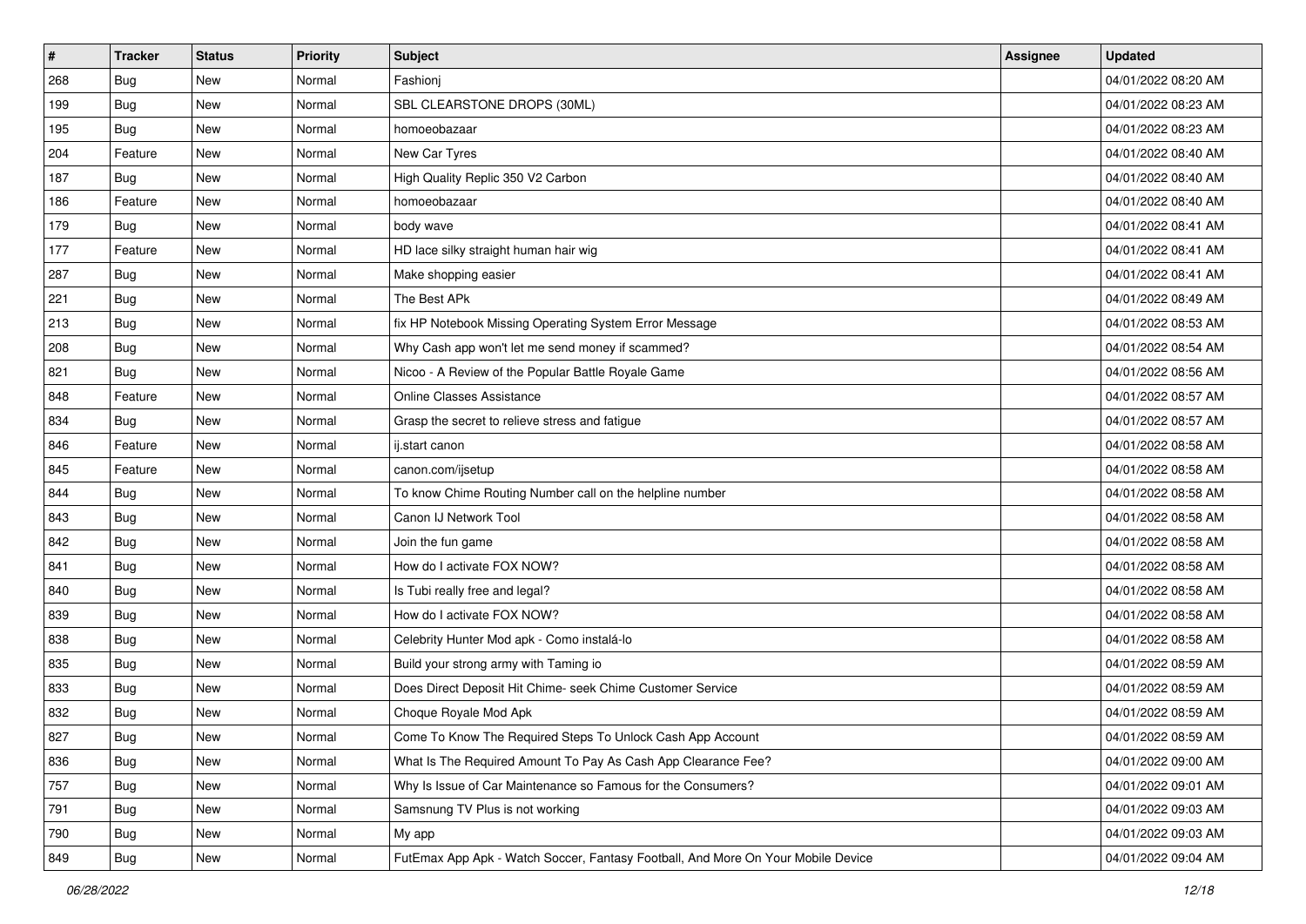| # | Tracker | Status | Priority | Subject | Assignee | Updated |
|---|---|---|---|---|---|---|
| 268 | Bug | New | Normal | Fashionj | | 04/01/2022 08:20 AM |
| 199 | Bug | New | Normal | SBL CLEARSTONE DROPS (30ML) | | 04/01/2022 08:23 AM |
| 195 | Bug | New | Normal | homoeobazaar | | 04/01/2022 08:23 AM |
| 204 | Feature | New | Normal | New Car Tyres | | 04/01/2022 08:40 AM |
| 187 | Bug | New | Normal | High Quality Replic 350 V2 Carbon | | 04/01/2022 08:40 AM |
| 186 | Feature | New | Normal | homoeobazaar | | 04/01/2022 08:40 AM |
| 179 | Bug | New | Normal | body wave | | 04/01/2022 08:41 AM |
| 177 | Feature | New | Normal | HD lace silky straight human hair wig | | 04/01/2022 08:41 AM |
| 287 | Bug | New | Normal | Make shopping easier | | 04/01/2022 08:41 AM |
| 221 | Bug | New | Normal | The Best APk | | 04/01/2022 08:49 AM |
| 213 | Bug | New | Normal | fix HP Notebook Missing Operating System Error Message | | 04/01/2022 08:53 AM |
| 208 | Bug | New | Normal | Why Cash app won't let me send money if scammed? | | 04/01/2022 08:54 AM |
| 821 | Bug | New | Normal | Nicoo - A Review of the Popular Battle Royale Game | | 04/01/2022 08:56 AM |
| 848 | Feature | New | Normal | Online Classes Assistance | | 04/01/2022 08:57 AM |
| 834 | Bug | New | Normal | Grasp the secret to relieve stress and fatigue | | 04/01/2022 08:57 AM |
| 846 | Feature | New | Normal | ij.start canon | | 04/01/2022 08:58 AM |
| 845 | Feature | New | Normal | canon.com/ijsetup | | 04/01/2022 08:58 AM |
| 844 | Bug | New | Normal | To know Chime Routing Number call on the helpline number | | 04/01/2022 08:58 AM |
| 843 | Bug | New | Normal | Canon IJ Network Tool | | 04/01/2022 08:58 AM |
| 842 | Bug | New | Normal | Join the fun game | | 04/01/2022 08:58 AM |
| 841 | Bug | New | Normal | How do I activate FOX NOW? | | 04/01/2022 08:58 AM |
| 840 | Bug | New | Normal | Is Tubi really free and legal? | | 04/01/2022 08:58 AM |
| 839 | Bug | New | Normal | How do I activate FOX NOW? | | 04/01/2022 08:58 AM |
| 838 | Bug | New | Normal | Celebrity Hunter Mod apk - Como instalá-lo | | 04/01/2022 08:58 AM |
| 835 | Bug | New | Normal | Build your strong army with Taming io | | 04/01/2022 08:59 AM |
| 833 | Bug | New | Normal | Does Direct Deposit Hit Chime- seek Chime Customer Service | | 04/01/2022 08:59 AM |
| 832 | Bug | New | Normal | Choque Royale Mod Apk | | 04/01/2022 08:59 AM |
| 827 | Bug | New | Normal | Come To Know The Required Steps To Unlock Cash App Account | | 04/01/2022 08:59 AM |
| 836 | Bug | New | Normal | What Is The Required Amount To Pay As Cash App Clearance Fee? | | 04/01/2022 09:00 AM |
| 757 | Bug | New | Normal | Why Is Issue of Car Maintenance so Famous for the Consumers? | | 04/01/2022 09:01 AM |
| 791 | Bug | New | Normal | Samsnung TV Plus is not working | | 04/01/2022 09:03 AM |
| 790 | Bug | New | Normal | My app | | 04/01/2022 09:03 AM |
| 849 | Bug | New | Normal | FutEmax App Apk - Watch Soccer, Fantasy Football, And More On Your Mobile Device | | 04/01/2022 09:04 AM |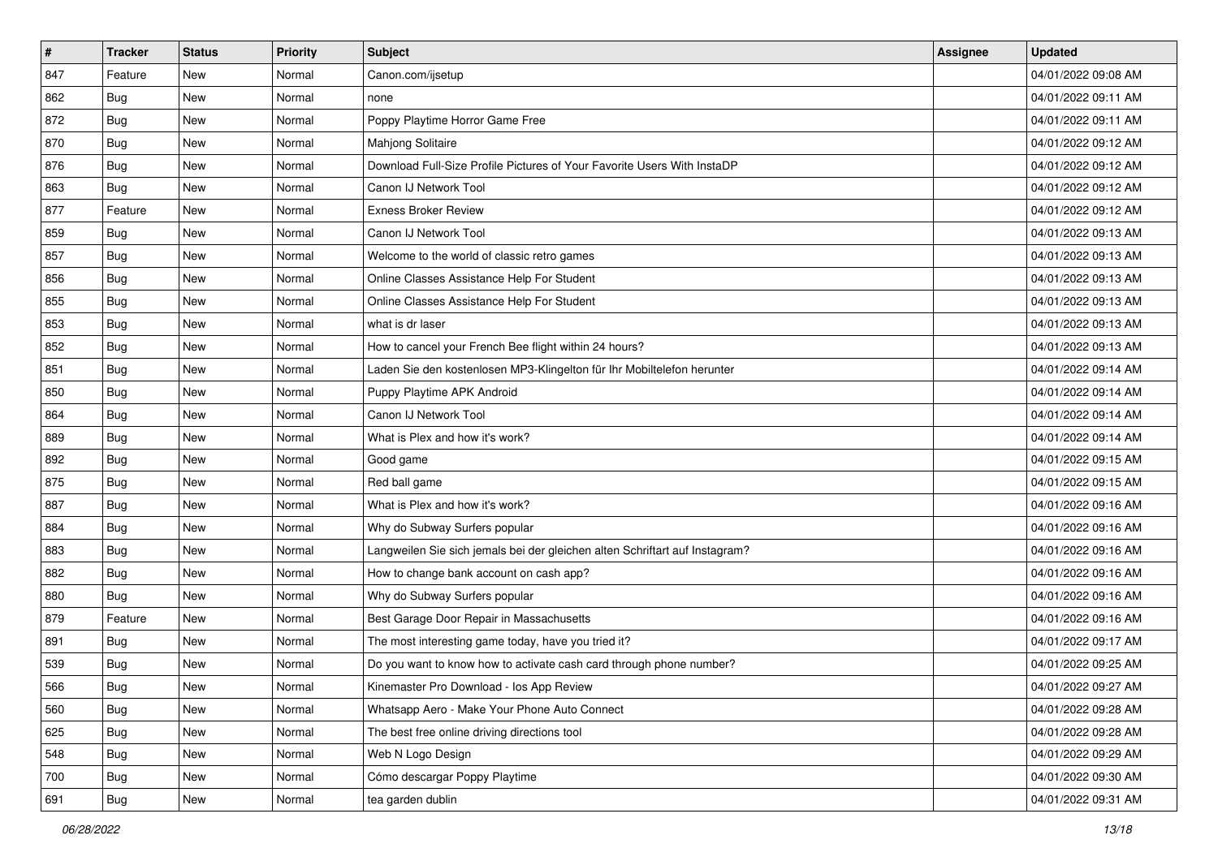| # | Tracker | Status | Priority | Subject | Assignee | Updated |
|---|---|---|---|---|---|---|
| 847 | Feature | New | Normal | Canon.com/ijsetup | | 04/01/2022 09:08 AM |
| 862 | Bug | New | Normal | none | | 04/01/2022 09:11 AM |
| 872 | Bug | New | Normal | Poppy Playtime Horror Game Free | | 04/01/2022 09:11 AM |
| 870 | Bug | New | Normal | Mahjong Solitaire | | 04/01/2022 09:12 AM |
| 876 | Bug | New | Normal | Download Full-Size Profile Pictures of Your Favorite Users With InstaDP | | 04/01/2022 09:12 AM |
| 863 | Bug | New | Normal | Canon IJ Network Tool | | 04/01/2022 09:12 AM |
| 877 | Feature | New | Normal | Exness Broker Review | | 04/01/2022 09:12 AM |
| 859 | Bug | New | Normal | Canon IJ Network Tool | | 04/01/2022 09:13 AM |
| 857 | Bug | New | Normal | Welcome to the world of classic retro games | | 04/01/2022 09:13 AM |
| 856 | Bug | New | Normal | Online Classes Assistance Help For Student | | 04/01/2022 09:13 AM |
| 855 | Bug | New | Normal | Online Classes Assistance Help For Student | | 04/01/2022 09:13 AM |
| 853 | Bug | New | Normal | what is dr laser | | 04/01/2022 09:13 AM |
| 852 | Bug | New | Normal | How to cancel your French Bee flight within 24 hours? | | 04/01/2022 09:13 AM |
| 851 | Bug | New | Normal | Laden Sie den kostenlosen MP3-Klingelton für Ihr Mobiltelefon herunter | | 04/01/2022 09:14 AM |
| 850 | Bug | New | Normal | Puppy Playtime APK Android | | 04/01/2022 09:14 AM |
| 864 | Bug | New | Normal | Canon IJ Network Tool | | 04/01/2022 09:14 AM |
| 889 | Bug | New | Normal | What is Plex and how it's work? | | 04/01/2022 09:14 AM |
| 892 | Bug | New | Normal | Good game | | 04/01/2022 09:15 AM |
| 875 | Bug | New | Normal | Red ball game | | 04/01/2022 09:15 AM |
| 887 | Bug | New | Normal | What is Plex and how it's work? | | 04/01/2022 09:16 AM |
| 884 | Bug | New | Normal | Why do Subway Surfers popular | | 04/01/2022 09:16 AM |
| 883 | Bug | New | Normal | Langweilen Sie sich jemals bei der gleichen alten Schriftart auf Instagram? | | 04/01/2022 09:16 AM |
| 882 | Bug | New | Normal | How to change bank account on cash app? | | 04/01/2022 09:16 AM |
| 880 | Bug | New | Normal | Why do Subway Surfers popular | | 04/01/2022 09:16 AM |
| 879 | Feature | New | Normal | Best Garage Door Repair in Massachusetts | | 04/01/2022 09:16 AM |
| 891 | Bug | New | Normal | The most interesting game today, have you tried it? | | 04/01/2022 09:17 AM |
| 539 | Bug | New | Normal | Do you want to know how to activate cash card through phone number? | | 04/01/2022 09:25 AM |
| 566 | Bug | New | Normal | Kinemaster Pro Download - Ios App Review | | 04/01/2022 09:27 AM |
| 560 | Bug | New | Normal | Whatsapp Aero - Make Your Phone Auto Connect | | 04/01/2022 09:28 AM |
| 625 | Bug | New | Normal | The best free online driving directions tool | | 04/01/2022 09:28 AM |
| 548 | Bug | New | Normal | Web N Logo Design | | 04/01/2022 09:29 AM |
| 700 | Bug | New | Normal | Cómo descargar Poppy Playtime | | 04/01/2022 09:30 AM |
| 691 | Bug | New | Normal | tea garden dublin | | 04/01/2022 09:31 AM |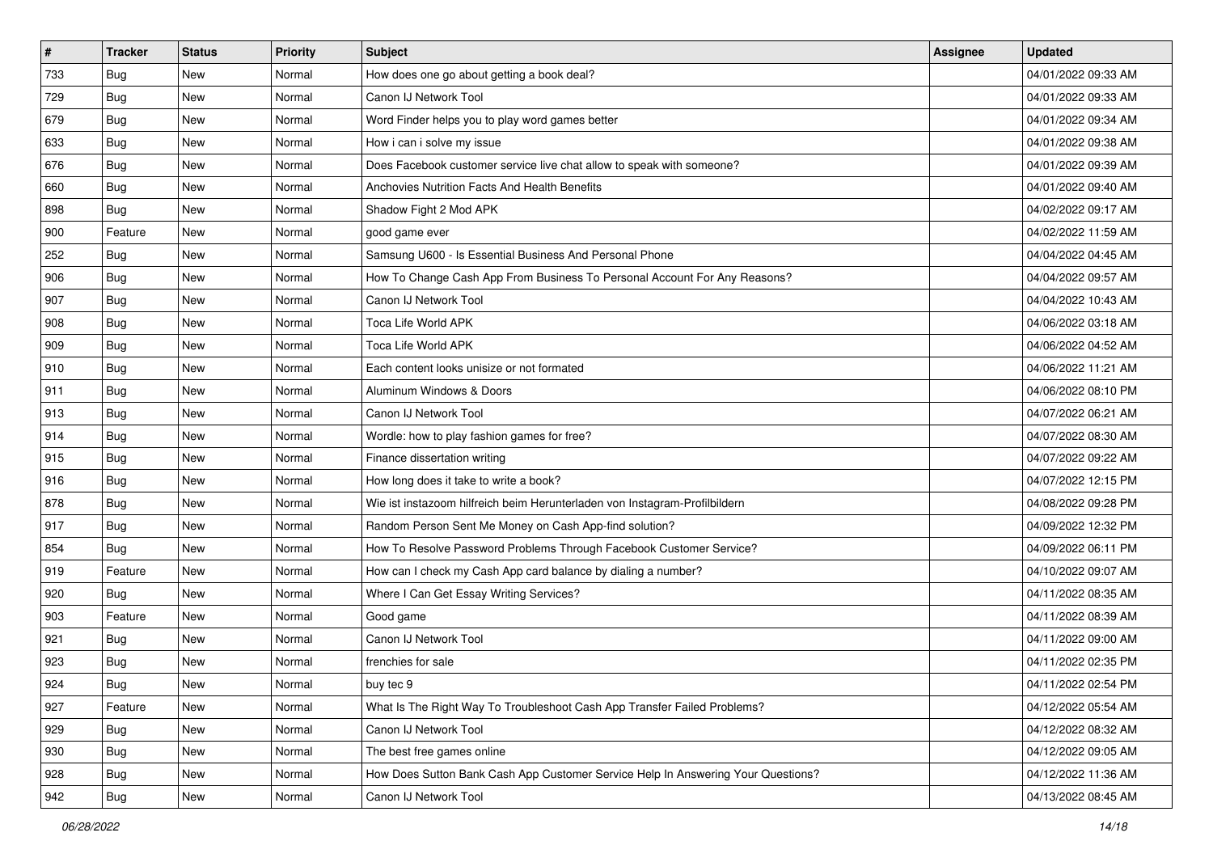| # | Tracker | Status | Priority | Subject | Assignee | Updated |
|---|---|---|---|---|---|---|
| 733 | Bug | New | Normal | How does one go about getting a book deal? | | 04/01/2022 09:33 AM |
| 729 | Bug | New | Normal | Canon IJ Network Tool | | 04/01/2022 09:33 AM |
| 679 | Bug | New | Normal | Word Finder helps you to play word games better | | 04/01/2022 09:34 AM |
| 633 | Bug | New | Normal | How i can i solve my issue | | 04/01/2022 09:38 AM |
| 676 | Bug | New | Normal | Does Facebook customer service live chat allow to speak with someone? | | 04/01/2022 09:39 AM |
| 660 | Bug | New | Normal | Anchovies Nutrition Facts And Health Benefits | | 04/01/2022 09:40 AM |
| 898 | Bug | New | Normal | Shadow Fight 2 Mod APK | | 04/02/2022 09:17 AM |
| 900 | Feature | New | Normal | good game ever | | 04/02/2022 11:59 AM |
| 252 | Bug | New | Normal | Samsung U600 - Is Essential Business And Personal Phone | | 04/04/2022 04:45 AM |
| 906 | Bug | New | Normal | How To Change Cash App From Business To Personal Account For Any Reasons? | | 04/04/2022 09:57 AM |
| 907 | Bug | New | Normal | Canon IJ Network Tool | | 04/04/2022 10:43 AM |
| 908 | Bug | New | Normal | Toca Life World APK | | 04/06/2022 03:18 AM |
| 909 | Bug | New | Normal | Toca Life World APK | | 04/06/2022 04:52 AM |
| 910 | Bug | New | Normal | Each content looks unisize or not formated | | 04/06/2022 11:21 AM |
| 911 | Bug | New | Normal | Aluminum Windows & Doors | | 04/06/2022 08:10 PM |
| 913 | Bug | New | Normal | Canon IJ Network Tool | | 04/07/2022 06:21 AM |
| 914 | Bug | New | Normal | Wordle: how to play fashion games for free? | | 04/07/2022 08:30 AM |
| 915 | Bug | New | Normal | Finance dissertation writing | | 04/07/2022 09:22 AM |
| 916 | Bug | New | Normal | How long does it take to write a book? | | 04/07/2022 12:15 PM |
| 878 | Bug | New | Normal | Wie ist instazoom hilfreich beim Herunterladen von Instagram-Profilbildern | | 04/08/2022 09:28 PM |
| 917 | Bug | New | Normal | Random Person Sent Me Money on Cash App-find solution? | | 04/09/2022 12:32 PM |
| 854 | Bug | New | Normal | How To Resolve Password Problems Through Facebook Customer Service? | | 04/09/2022 06:11 PM |
| 919 | Feature | New | Normal | How can I check my Cash App card balance by dialing a number? | | 04/10/2022 09:07 AM |
| 920 | Bug | New | Normal | Where I Can Get Essay Writing Services? | | 04/11/2022 08:35 AM |
| 903 | Feature | New | Normal | Good game | | 04/11/2022 08:39 AM |
| 921 | Bug | New | Normal | Canon IJ Network Tool | | 04/11/2022 09:00 AM |
| 923 | Bug | New | Normal | frenchies for sale | | 04/11/2022 02:35 PM |
| 924 | Bug | New | Normal | buy tec 9 | | 04/11/2022 02:54 PM |
| 927 | Feature | New | Normal | What Is The Right Way To Troubleshoot Cash App Transfer Failed Problems? | | 04/12/2022 05:54 AM |
| 929 | Bug | New | Normal | Canon IJ Network Tool | | 04/12/2022 08:32 AM |
| 930 | Bug | New | Normal | The best free games online | | 04/12/2022 09:05 AM |
| 928 | Bug | New | Normal | How Does Sutton Bank Cash App Customer Service Help In Answering Your Questions? | | 04/12/2022 11:36 AM |
| 942 | Bug | New | Normal | Canon IJ Network Tool | | 04/13/2022 08:45 AM |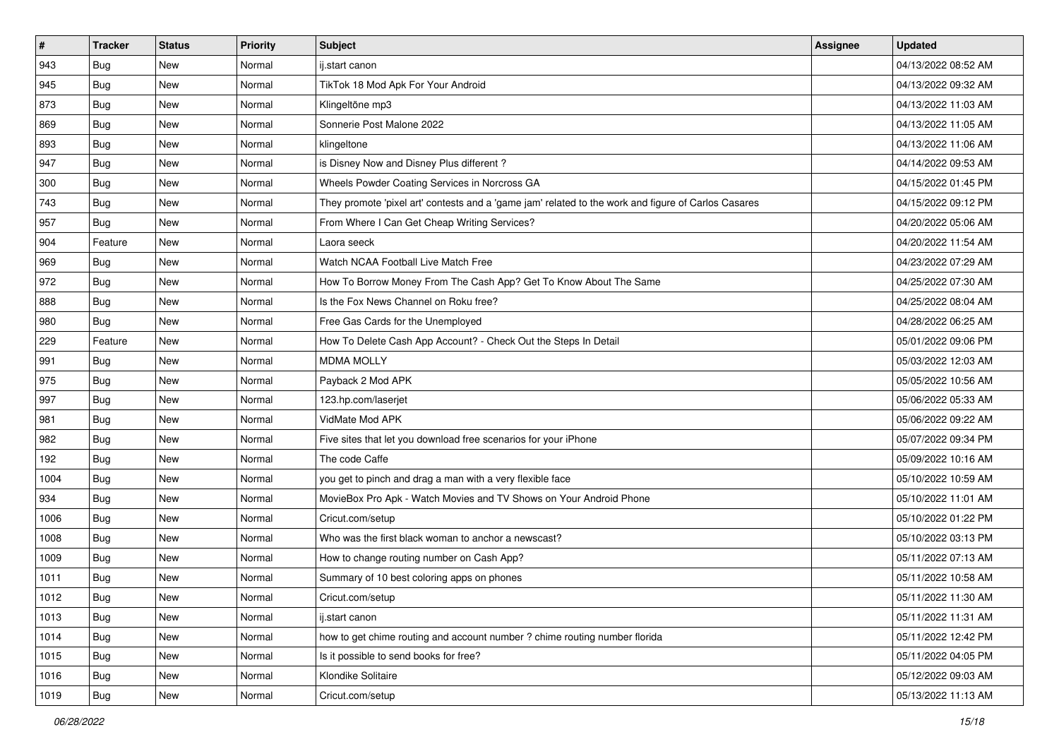| # | Tracker | Status | Priority | Subject | Assignee | Updated |
|---|---|---|---|---|---|---|
| 943 | Bug | New | Normal | ij.start canon | | 04/13/2022 08:52 AM |
| 945 | Bug | New | Normal | TikTok 18 Mod Apk For Your Android | | 04/13/2022 09:32 AM |
| 873 | Bug | New | Normal | Klingeltöne mp3 | | 04/13/2022 11:03 AM |
| 869 | Bug | New | Normal | Sonnerie Post Malone 2022 | | 04/13/2022 11:05 AM |
| 893 | Bug | New | Normal | klingeltone | | 04/13/2022 11:06 AM |
| 947 | Bug | New | Normal | is Disney Now and Disney Plus different ? | | 04/14/2022 09:53 AM |
| 300 | Bug | New | Normal | Wheels Powder Coating Services in Norcross GA | | 04/15/2022 01:45 PM |
| 743 | Bug | New | Normal | They promote 'pixel art' contests and a 'game jam' related to the work and figure of Carlos Casares | | 04/15/2022 09:12 PM |
| 957 | Bug | New | Normal | From Where I Can Get Cheap Writing Services? | | 04/20/2022 05:06 AM |
| 904 | Feature | New | Normal | Laora seeck | | 04/20/2022 11:54 AM |
| 969 | Bug | New | Normal | Watch NCAA Football Live Match Free | | 04/23/2022 07:29 AM |
| 972 | Bug | New | Normal | How To Borrow Money From The Cash App? Get To Know About The Same | | 04/25/2022 07:30 AM |
| 888 | Bug | New | Normal | Is the Fox News Channel on Roku free? | | 04/25/2022 08:04 AM |
| 980 | Bug | New | Normal | Free Gas Cards for the Unemployed | | 04/28/2022 06:25 AM |
| 229 | Feature | New | Normal | How To Delete Cash App Account? - Check Out the Steps In Detail | | 05/01/2022 09:06 PM |
| 991 | Bug | New | Normal | MDMA MOLLY | | 05/03/2022 12:03 AM |
| 975 | Bug | New | Normal | Payback 2 Mod APK | | 05/05/2022 10:56 AM |
| 997 | Bug | New | Normal | 123.hp.com/laserjet | | 05/06/2022 05:33 AM |
| 981 | Bug | New | Normal | VidMate Mod APK | | 05/06/2022 09:22 AM |
| 982 | Bug | New | Normal | Five sites that let you download free scenarios for your iPhone | | 05/07/2022 09:34 PM |
| 192 | Bug | New | Normal | The code Caffe | | 05/09/2022 10:16 AM |
| 1004 | Bug | New | Normal | you get to pinch and drag a man with a very flexible face | | 05/10/2022 10:59 AM |
| 934 | Bug | New | Normal | MovieBox Pro Apk - Watch Movies and TV Shows on Your Android Phone | | 05/10/2022 11:01 AM |
| 1006 | Bug | New | Normal | Cricut.com/setup | | 05/10/2022 01:22 PM |
| 1008 | Bug | New | Normal | Who was the first black woman to anchor a newscast? | | 05/10/2022 03:13 PM |
| 1009 | Bug | New | Normal | How to change routing number on Cash App? | | 05/11/2022 07:13 AM |
| 1011 | Bug | New | Normal | Summary of 10 best coloring apps on phones | | 05/11/2022 10:58 AM |
| 1012 | Bug | New | Normal | Cricut.com/setup | | 05/11/2022 11:30 AM |
| 1013 | Bug | New | Normal | ij.start canon | | 05/11/2022 11:31 AM |
| 1014 | Bug | New | Normal | how to get chime routing and account number ? chime routing number florida | | 05/11/2022 12:42 PM |
| 1015 | Bug | New | Normal | Is it possible to send books for free? | | 05/11/2022 04:05 PM |
| 1016 | Bug | New | Normal | Klondike Solitaire | | 05/12/2022 09:03 AM |
| 1019 | Bug | New | Normal | Cricut.com/setup | | 05/13/2022 11:13 AM |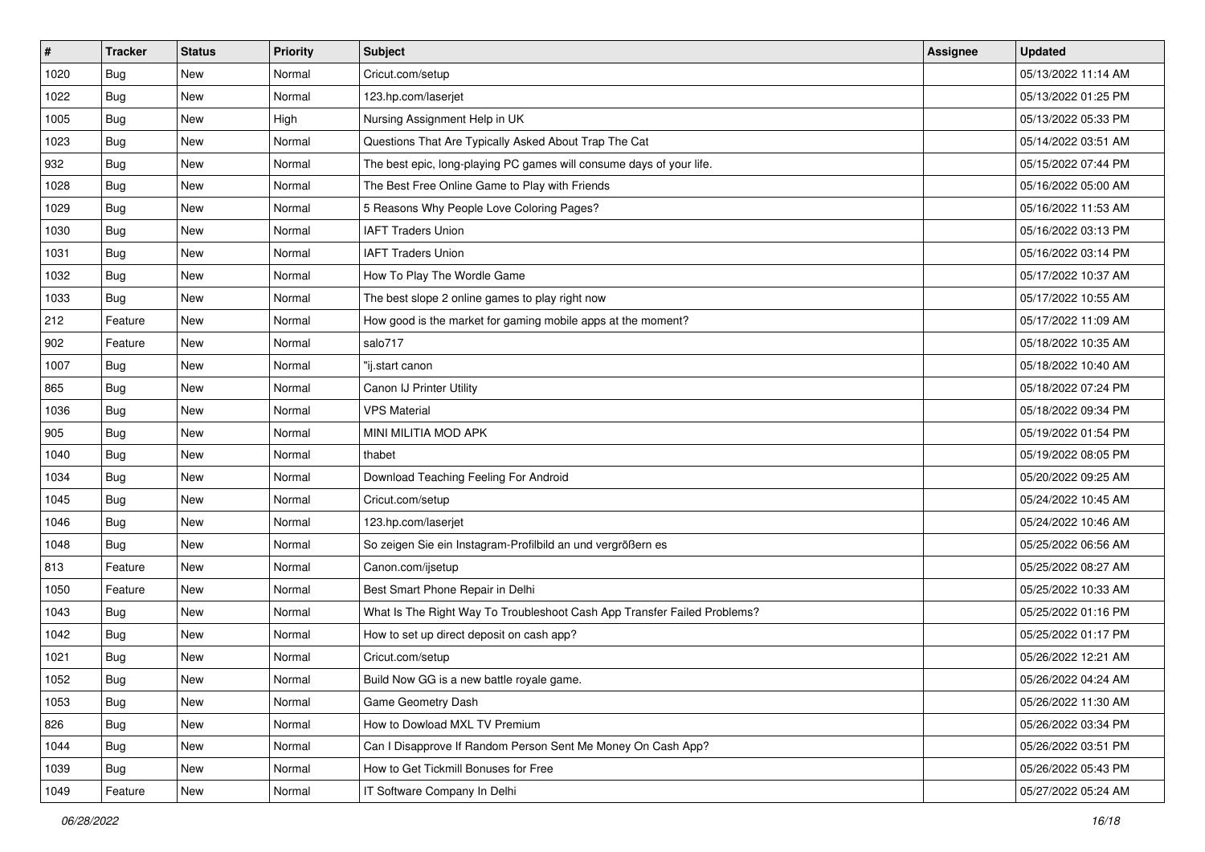| # | Tracker | Status | Priority | Subject | Assignee | Updated |
|---|---|---|---|---|---|---|
| 1020 | Bug | New | Normal | Cricut.com/setup | | 05/13/2022 11:14 AM |
| 1022 | Bug | New | Normal | 123.hp.com/laserjet | | 05/13/2022 01:25 PM |
| 1005 | Bug | New | High | Nursing Assignment Help in UK | | 05/13/2022 05:33 PM |
| 1023 | Bug | New | Normal | Questions That Are Typically Asked About Trap The Cat | | 05/14/2022 03:51 AM |
| 932 | Bug | New | Normal | The best epic, long-playing PC games will consume days of your life. | | 05/15/2022 07:44 PM |
| 1028 | Bug | New | Normal | The Best Free Online Game to Play with Friends | | 05/16/2022 05:00 AM |
| 1029 | Bug | New | Normal | 5 Reasons Why People Love Coloring Pages? | | 05/16/2022 11:53 AM |
| 1030 | Bug | New | Normal | IAFT Traders Union | | 05/16/2022 03:13 PM |
| 1031 | Bug | New | Normal | IAFT Traders Union | | 05/16/2022 03:14 PM |
| 1032 | Bug | New | Normal | How To Play The Wordle Game | | 05/17/2022 10:37 AM |
| 1033 | Bug | New | Normal | The best slope 2 online games to play right now | | 05/17/2022 10:55 AM |
| 212 | Feature | New | Normal | How good is the market for gaming mobile apps at the moment? | | 05/17/2022 11:09 AM |
| 902 | Feature | New | Normal | salo717 | | 05/18/2022 10:35 AM |
| 1007 | Bug | New | Normal | "ij.start canon | | 05/18/2022 10:40 AM |
| 865 | Bug | New | Normal | Canon IJ Printer Utility | | 05/18/2022 07:24 PM |
| 1036 | Bug | New | Normal | VPS Material | | 05/18/2022 09:34 PM |
| 905 | Bug | New | Normal | MINI MILITIA MOD APK | | 05/19/2022 01:54 PM |
| 1040 | Bug | New | Normal | thabet | | 05/19/2022 08:05 PM |
| 1034 | Bug | New | Normal | Download Teaching Feeling For Android | | 05/20/2022 09:25 AM |
| 1045 | Bug | New | Normal | Cricut.com/setup | | 05/24/2022 10:45 AM |
| 1046 | Bug | New | Normal | 123.hp.com/laserjet | | 05/24/2022 10:46 AM |
| 1048 | Bug | New | Normal | So zeigen Sie ein Instagram-Profilbild an und vergrößern es | | 05/25/2022 06:56 AM |
| 813 | Feature | New | Normal | Canon.com/ijsetup | | 05/25/2022 08:27 AM |
| 1050 | Feature | New | Normal | Best Smart Phone Repair in Delhi | | 05/25/2022 10:33 AM |
| 1043 | Bug | New | Normal | What Is The Right Way To Troubleshoot Cash App Transfer Failed Problems? | | 05/25/2022 01:16 PM |
| 1042 | Bug | New | Normal | How to set up direct deposit on cash app? | | 05/25/2022 01:17 PM |
| 1021 | Bug | New | Normal | Cricut.com/setup | | 05/26/2022 12:21 AM |
| 1052 | Bug | New | Normal | Build Now GG is a new battle royale game. | | 05/26/2022 04:24 AM |
| 1053 | Bug | New | Normal | Game Geometry Dash | | 05/26/2022 11:30 AM |
| 826 | Bug | New | Normal | How to Dowload MXL TV Premium | | 05/26/2022 03:34 PM |
| 1044 | Bug | New | Normal | Can I Disapprove If Random Person Sent Me Money On Cash App? | | 05/26/2022 03:51 PM |
| 1039 | Bug | New | Normal | How to Get Tickmill Bonuses for Free | | 05/26/2022 05:43 PM |
| 1049 | Feature | New | Normal | IT Software Company In Delhi | | 05/27/2022 05:24 AM |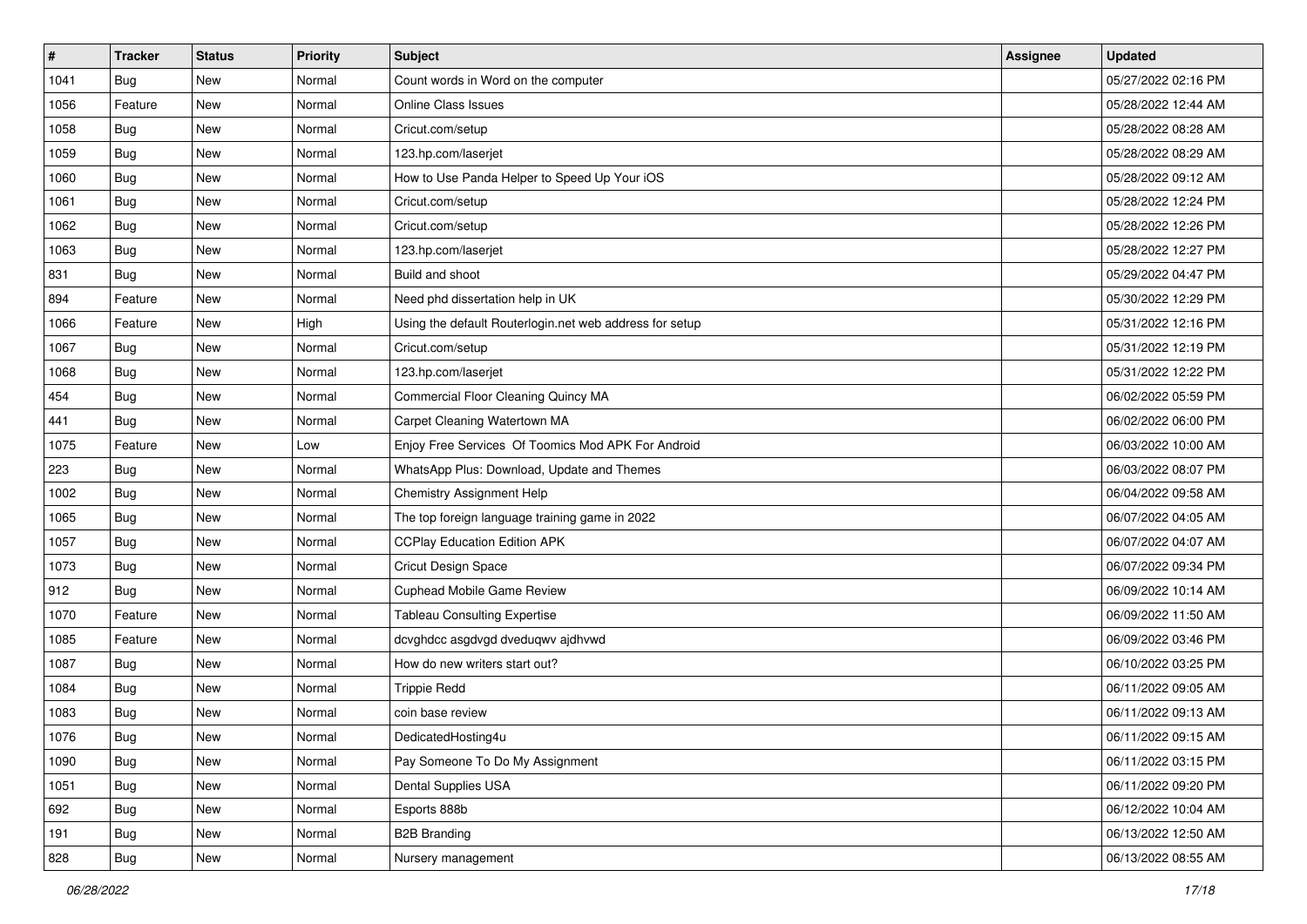| # | Tracker | Status | Priority | Subject | Assignee | Updated |
|---|---|---|---|---|---|---|
| 1041 | Bug | New | Normal | Count words in Word on the computer | | 05/27/2022 02:16 PM |
| 1056 | Feature | New | Normal | Online Class Issues | | 05/28/2022 12:44 AM |
| 1058 | Bug | New | Normal | Cricut.com/setup | | 05/28/2022 08:28 AM |
| 1059 | Bug | New | Normal | 123.hp.com/laserjet | | 05/28/2022 08:29 AM |
| 1060 | Bug | New | Normal | How to Use Panda Helper to Speed Up Your iOS | | 05/28/2022 09:12 AM |
| 1061 | Bug | New | Normal | Cricut.com/setup | | 05/28/2022 12:24 PM |
| 1062 | Bug | New | Normal | Cricut.com/setup | | 05/28/2022 12:26 PM |
| 1063 | Bug | New | Normal | 123.hp.com/laserjet | | 05/28/2022 12:27 PM |
| 831 | Bug | New | Normal | Build and shoot | | 05/29/2022 04:47 PM |
| 894 | Feature | New | Normal | Need phd dissertation help in UK | | 05/30/2022 12:29 PM |
| 1066 | Feature | New | High | Using the default Routerlogin.net web address for setup | | 05/31/2022 12:16 PM |
| 1067 | Bug | New | Normal | Cricut.com/setup | | 05/31/2022 12:19 PM |
| 1068 | Bug | New | Normal | 123.hp.com/laserjet | | 05/31/2022 12:22 PM |
| 454 | Bug | New | Normal | Commercial Floor Cleaning Quincy MA | | 06/02/2022 05:59 PM |
| 441 | Bug | New | Normal | Carpet Cleaning Watertown MA | | 06/02/2022 06:00 PM |
| 1075 | Feature | New | Low | Enjoy Free Services Of Toomics Mod APK For Android | | 06/03/2022 10:00 AM |
| 223 | Bug | New | Normal | WhatsApp Plus: Download, Update and Themes | | 06/03/2022 08:07 PM |
| 1002 | Bug | New | Normal | Chemistry Assignment Help | | 06/04/2022 09:58 AM |
| 1065 | Bug | New | Normal | The top foreign language training game in 2022 | | 06/07/2022 04:05 AM |
| 1057 | Bug | New | Normal | CCPlay Education Edition APK | | 06/07/2022 04:07 AM |
| 1073 | Bug | New | Normal | Cricut Design Space | | 06/07/2022 09:34 PM |
| 912 | Bug | New | Normal | Cuphead Mobile Game Review | | 06/09/2022 10:14 AM |
| 1070 | Feature | New | Normal | Tableau Consulting Expertise | | 06/09/2022 11:50 AM |
| 1085 | Feature | New | Normal | dcvghdcc asgdvgd dveduqwv ajdhvwd | | 06/09/2022 03:46 PM |
| 1087 | Bug | New | Normal | How do new writers start out? | | 06/10/2022 03:25 PM |
| 1084 | Bug | New | Normal | Trippie Redd | | 06/11/2022 09:05 AM |
| 1083 | Bug | New | Normal | coin base review | | 06/11/2022 09:13 AM |
| 1076 | Bug | New | Normal | DedicatedHosting4u | | 06/11/2022 09:15 AM |
| 1090 | Bug | New | Normal | Pay Someone To Do My Assignment | | 06/11/2022 03:15 PM |
| 1051 | Bug | New | Normal | Dental Supplies USA | | 06/11/2022 09:20 PM |
| 692 | Bug | New | Normal | Esports 888b | | 06/12/2022 10:04 AM |
| 191 | Bug | New | Normal | B2B Branding | | 06/13/2022 12:50 AM |
| 828 | Bug | New | Normal | Nursery management | | 06/13/2022 08:55 AM |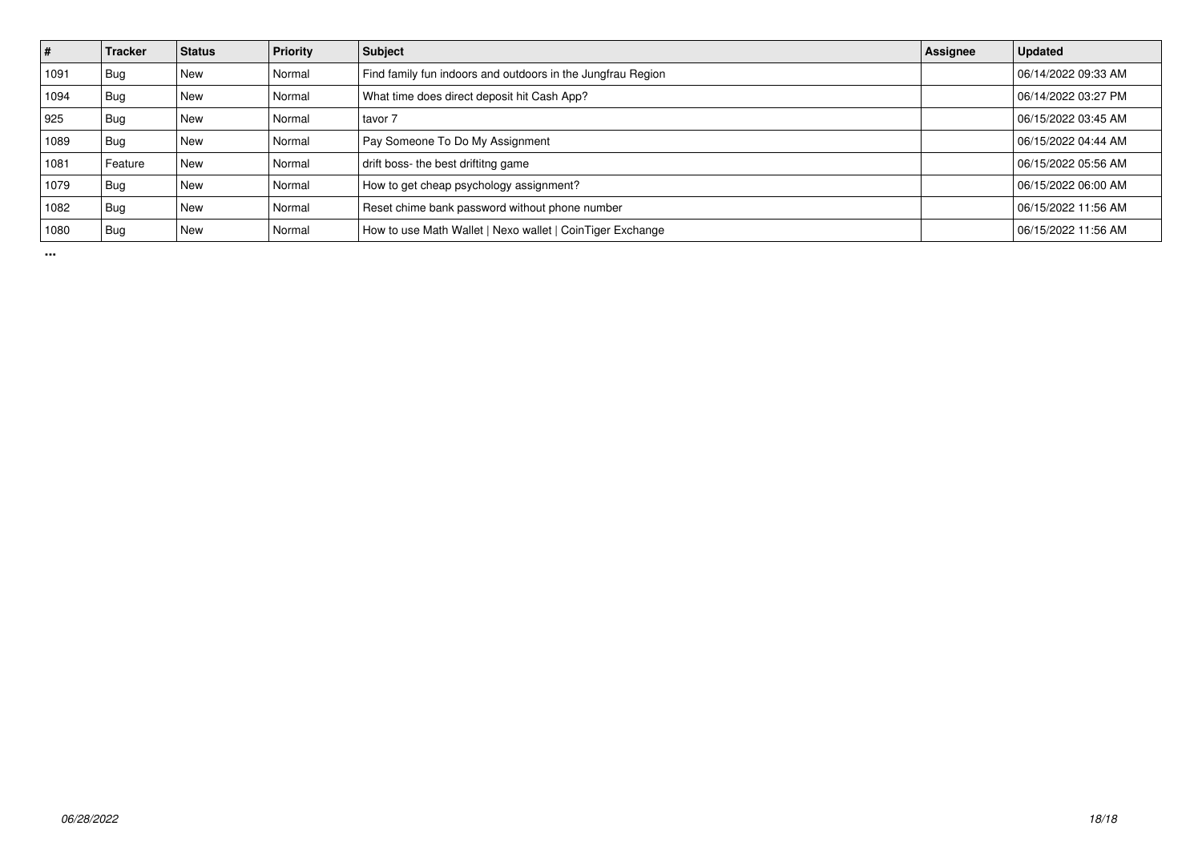| # | Tracker | Status | Priority | Subject | Assignee | Updated |
|---|---|---|---|---|---|---|
| 1091 | Bug | New | Normal | Find family fun indoors and outdoors in the Jungfrau Region | | 06/14/2022 09:33 AM |
| 1094 | Bug | New | Normal | What time does direct deposit hit Cash App? | | 06/14/2022 03:27 PM |
| 925 | Bug | New | Normal | tavor 7 | | 06/15/2022 03:45 AM |
| 1089 | Bug | New | Normal | Pay Someone To Do My Assignment | | 06/15/2022 04:44 AM |
| 1081 | Feature | New | Normal | drift boss- the best driftitng game | | 06/15/2022 05:56 AM |
| 1079 | Bug | New | Normal | How to get cheap psychology assignment? | | 06/15/2022 06:00 AM |
| 1082 | Bug | New | Normal | Reset chime bank password without phone number | | 06/15/2022 11:56 AM |
| 1080 | Bug | New | Normal | How to use Math Wallet \| Nexo wallet \| CoinTiger Exchange | | 06/15/2022 11:56 AM |

...